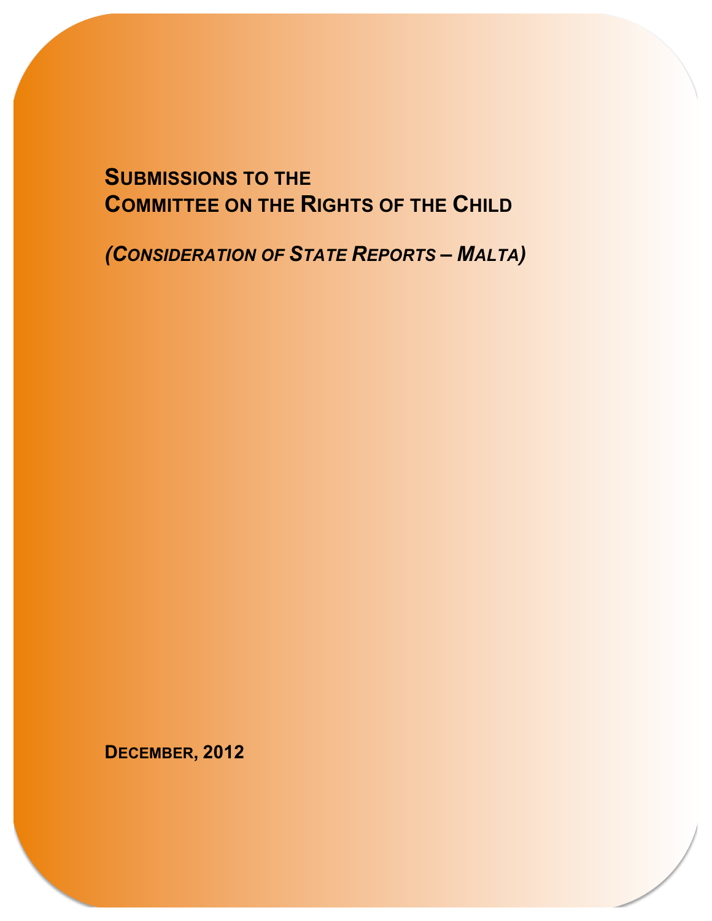# SUBMISSIONS TO THE COMMITTEE ON THE RIGHTS OF THE CHILD

*(CONSIDERATION OF STATE REPORTS – MALTA)*

**DECEMBER, 2012**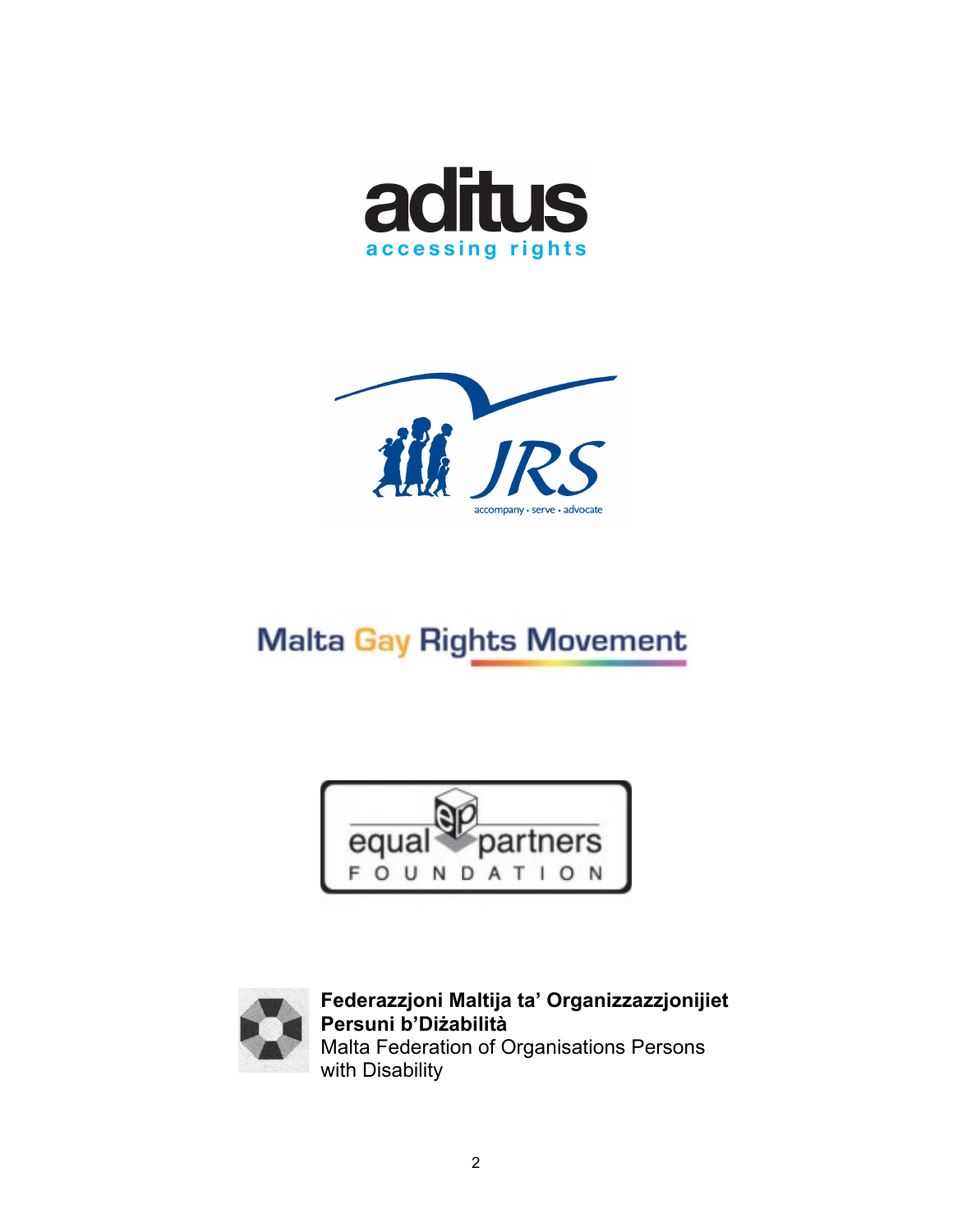aditus

accessing rights

JRS

accompany • serve • advocate

Malta Gay Rights Movement

equal partners

FOUNDATION

**Federazzjoni Maltija ta' Organizzazzjonijiet Persuni b'Diżabilità**
Malta Federation of Organisations Persons with Disability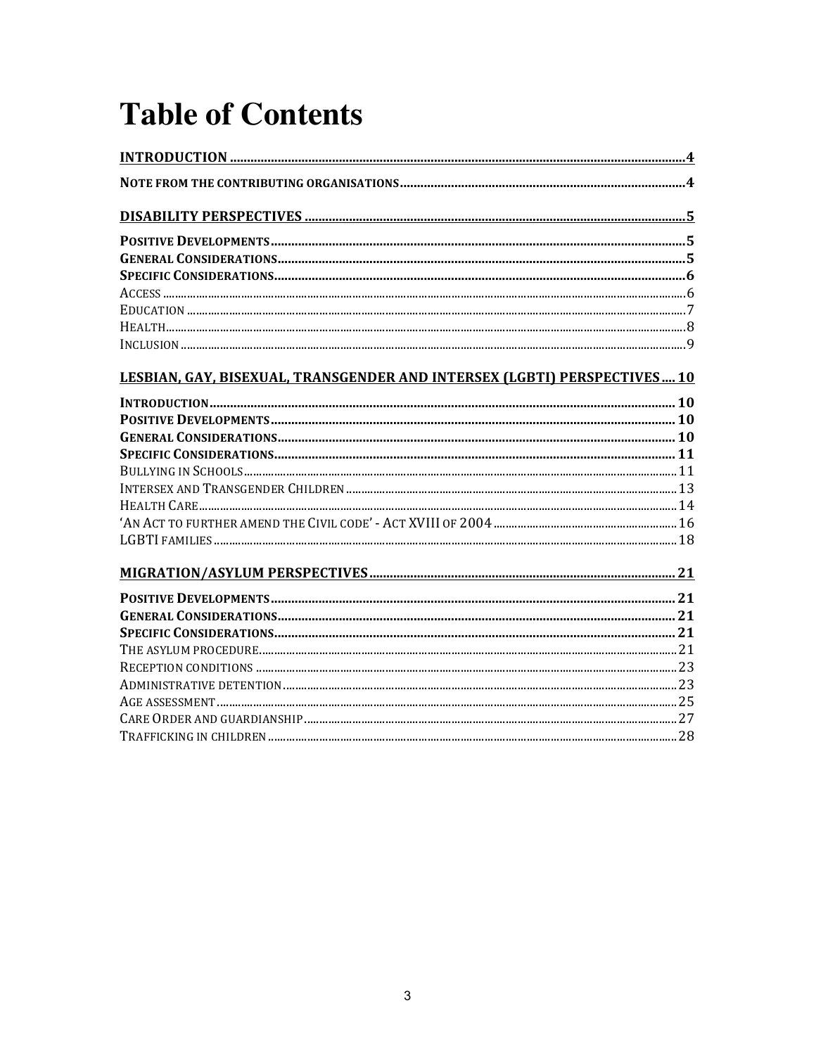# Table of Contents

**INTRODUCTION** .......... 4

**NOTE FROM THE CONTRIBUTING ORGANISATIONS** .......... 4

**DISABILITY PERSPECTIVES** .......... 5

**POSITIVE DEVELOPMENTS** .......... 5
**GENERAL CONSIDERATIONS** .......... 5
**SPECIFIC CONSIDERATIONS** .......... 6
ACCESS .......... 6
EDUCATION .......... 7
HEALTH .......... 8
INCLUSION .......... 9

**LESBIAN, GAY, BISEXUAL, TRANSGENDER AND INTERSEX (LGBTI) PERSPECTIVES** .......... 10

**INTRODUCTION** .......... 10
**POSITIVE DEVELOPMENTS** .......... 10
**GENERAL CONSIDERATIONS** .......... 10
**SPECIFIC CONSIDERATIONS** .......... 11
BULLYING IN SCHOOLS .......... 11
INTERSEX AND TRANSGENDER CHILDREN .......... 13
HEALTH CARE .......... 14
'AN ACT TO FURTHER AMEND THE CIVIL CODE' - ACT XVIII OF 2004 .......... 16
LGBTI FAMILIES .......... 18

**MIGRATION/ASYLUM PERSPECTIVES** .......... 21

**POSITIVE DEVELOPMENTS** .......... 21
**GENERAL CONSIDERATIONS** .......... 21
**SPECIFIC CONSIDERATIONS** .......... 21
THE ASYLUM PROCEDURE .......... 21
RECEPTION CONDITIONS .......... 23
ADMINISTRATIVE DETENTION .......... 23
AGE ASSESSMENT .......... 25
CARE ORDER AND GUARDIANSHIP .......... 27
TRAFFICKING IN CHILDREN .......... 28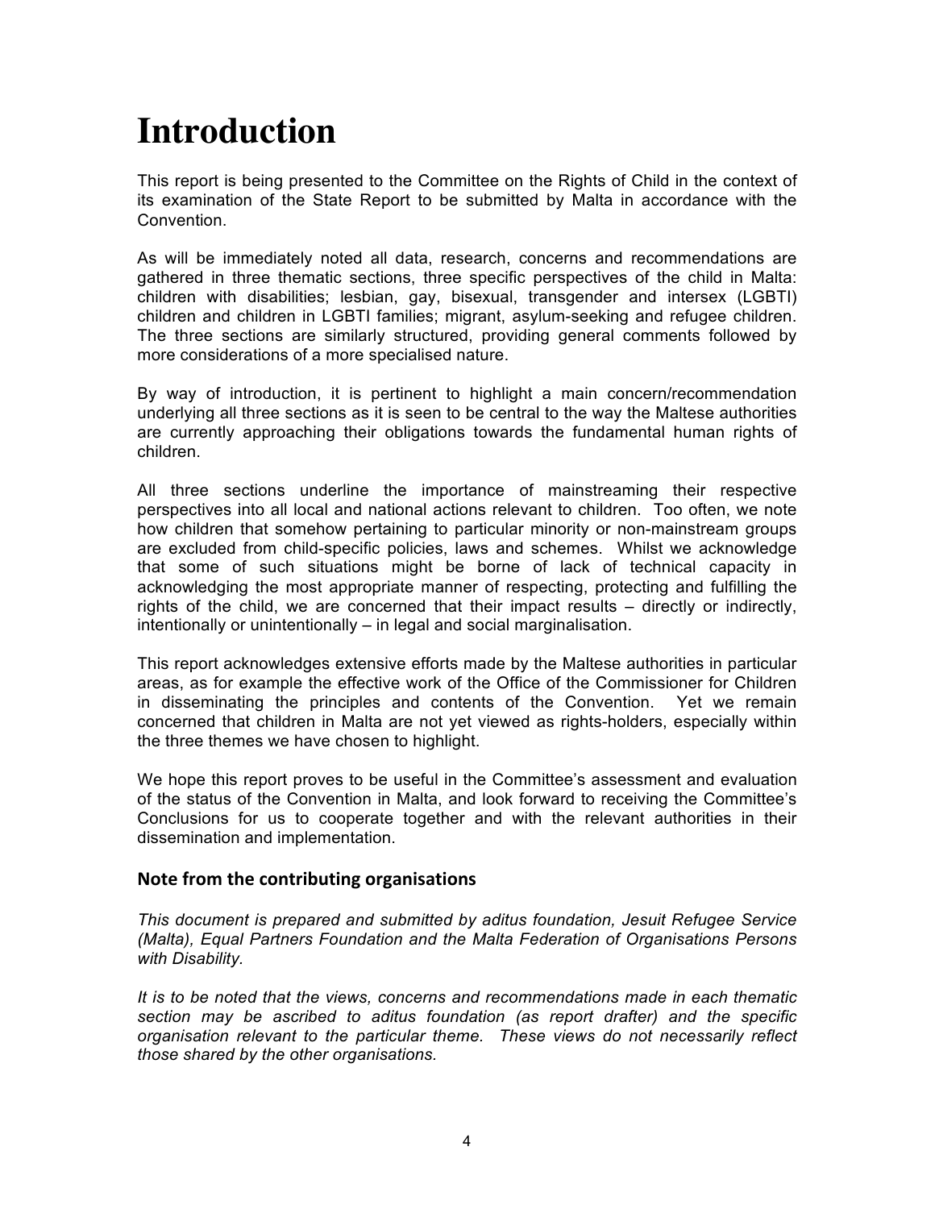# Introduction

This report is being presented to the Committee on the Rights of Child in the context of its examination of the State Report to be submitted by Malta in accordance with the Convention.

As will be immediately noted all data, research, concerns and recommendations are gathered in three thematic sections, three specific perspectives of the child in Malta: children with disabilities; lesbian, gay, bisexual, transgender and intersex (LGBTI) children and children in LGBTI families; migrant, asylum-seeking and refugee children. The three sections are similarly structured, providing general comments followed by more considerations of a more specialised nature.

By way of introduction, it is pertinent to highlight a main concern/recommendation underlying all three sections as it is seen to be central to the way the Maltese authorities are currently approaching their obligations towards the fundamental human rights of children.

All three sections underline the importance of mainstreaming their respective perspectives into all local and national actions relevant to children. Too often, we note how children that somehow pertaining to particular minority or non-mainstream groups are excluded from child-specific policies, laws and schemes. Whilst we acknowledge that some of such situations might be borne of lack of technical capacity in acknowledging the most appropriate manner of respecting, protecting and fulfilling the rights of the child, we are concerned that their impact results – directly or indirectly, intentionally or unintentionally – in legal and social marginalisation.

This report acknowledges extensive efforts made by the Maltese authorities in particular areas, as for example the effective work of the Office of the Commissioner for Children in disseminating the principles and contents of the Convention. Yet we remain concerned that children in Malta are not yet viewed as rights-holders, especially within the three themes we have chosen to highlight.

We hope this report proves to be useful in the Committee's assessment and evaluation of the status of the Convention in Malta, and look forward to receiving the Committee's Conclusions for us to cooperate together and with the relevant authorities in their dissemination and implementation.

## Note from the contributing organisations

*This document is prepared and submitted by aditus foundation, Jesuit Refugee Service (Malta), Equal Partners Foundation and the Malta Federation of Organisations Persons with Disability.*

*It is to be noted that the views, concerns and recommendations made in each thematic section may be ascribed to aditus foundation (as report drafter) and the specific organisation relevant to the particular theme. These views do not necessarily reflect those shared by the other organisations.*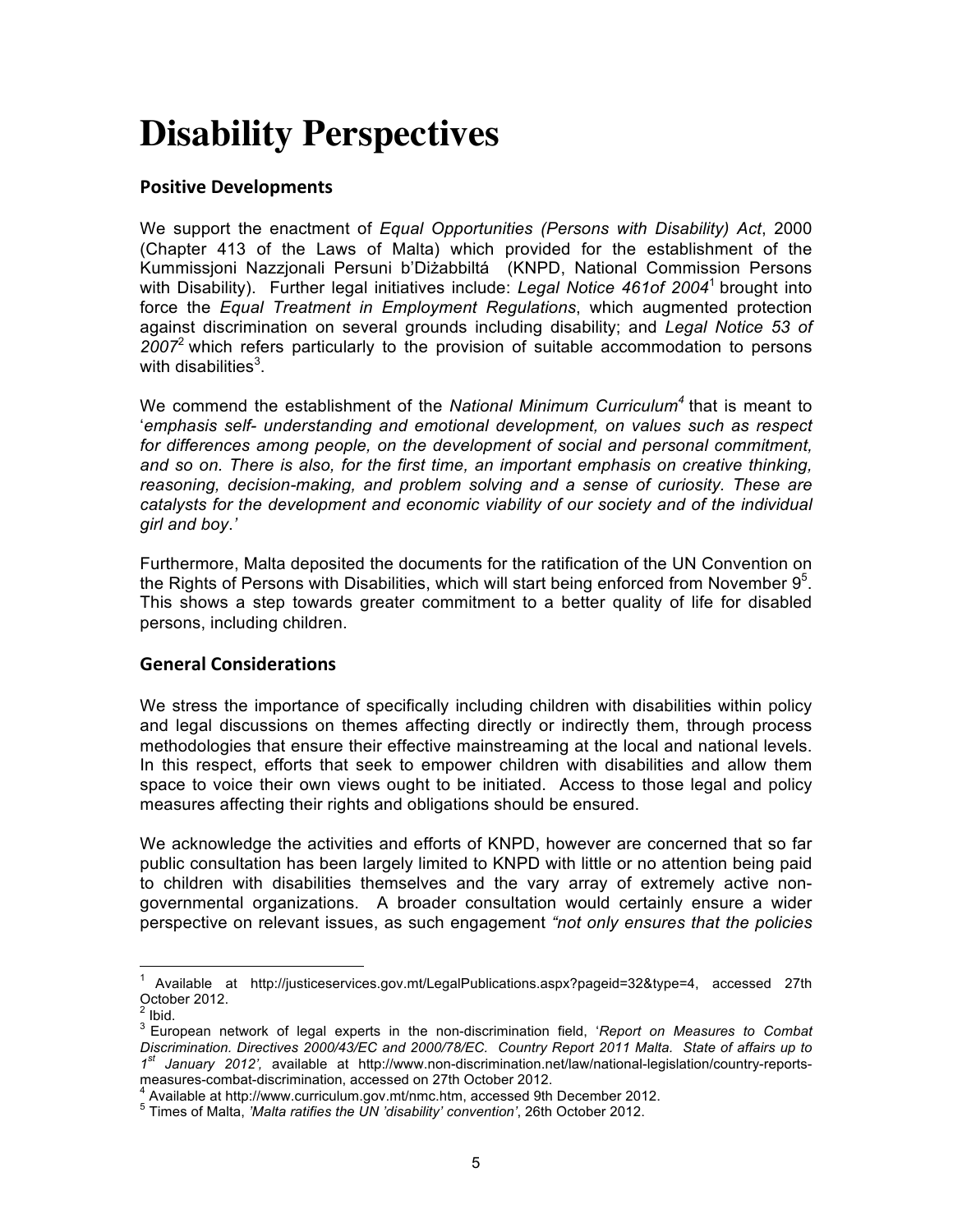# Disability Perspectives

## Positive Developments

We support the enactment of *Equal Opportunities (Persons with Disability) Act*, 2000 (Chapter 413 of the Laws of Malta) which provided for the establishment of the Kummissjoni Nazzjonali Persuni b'Diżabbiltá (KNPD, National Commission Persons with Disability). Further legal initiatives include: *Legal Notice 461of 2004*[1] brought into force the *Equal Treatment in Employment Regulations*, which augmented protection against discrimination on several grounds including disability; and *Legal Notice 53 of 2007*[2] which refers particularly to the provision of suitable accommodation to persons with disabilities[3].

We commend the establishment of the *National Minimum Curriculum*[4] that is meant to '*emphasis self- understanding and emotional development, on values such as respect for differences among people, on the development of social and personal commitment, and so on. There is also, for the first time, an important emphasis on creative thinking, reasoning, decision-making, and problem solving and a sense of curiosity. These are catalysts for the development and economic viability of our society and of the individual girl and boy*.'

Furthermore, Malta deposited the documents for the ratification of the UN Convention on the Rights of Persons with Disabilities, which will start being enforced from November 9[5]. This shows a step towards greater commitment to a better quality of life for disabled persons, including children.

## General Considerations

We stress the importance of specifically including children with disabilities within policy and legal discussions on themes affecting directly or indirectly them, through process methodologies that ensure their effective mainstreaming at the local and national levels. In this respect, efforts that seek to empower children with disabilities and allow them space to voice their own views ought to be initiated. Access to those legal and policy measures affecting their rights and obligations should be ensured.

We acknowledge the activities and efforts of KNPD, however are concerned that so far public consultation has been largely limited to KNPD with little or no attention being paid to children with disabilities themselves and the vary array of extremely active non-governmental organizations. A broader consultation would certainly ensure a wider perspective on relevant issues, as such engagement *"not only ensures that the policies*

---

[1] Available at http://justiceservices.gov.mt/LegalPublications.aspx?pageid=32&type=4, accessed 27th October 2012.

[2] Ibid.

[3] European network of legal experts in the non-discrimination field, '*Report on Measures to Combat Discrimination. Directives 2000/43/EC and 2000/78/EC. Country Report 2011 Malta. State of affairs up to 1st January 2012',* available at http://www.non-discrimination.net/law/national-legislation/country-reports-measures-combat-discrimination, accessed on 27th October 2012.

[4] Available at http://www.curriculum.gov.mt/nmc.htm, accessed 9th December 2012.

[5] Times of Malta, *'Malta ratifies the UN 'disability' convention'*, 26th October 2012.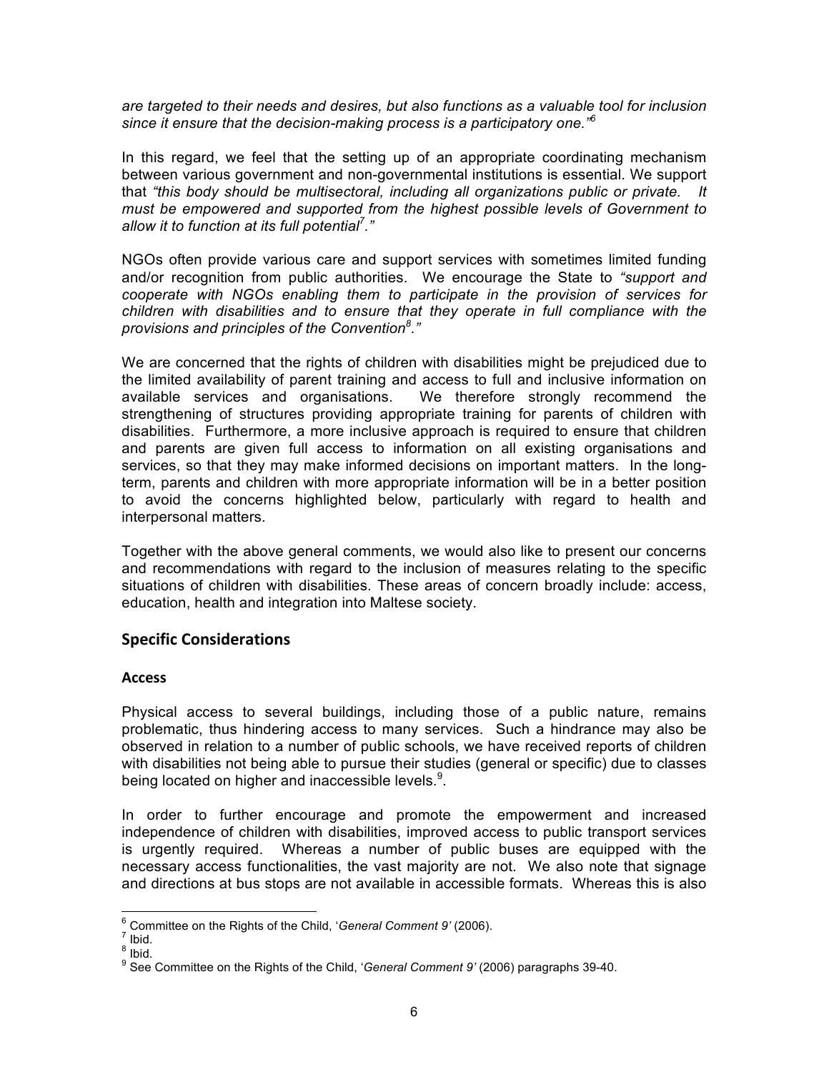*are targeted to their needs and desires, but also functions as a valuable tool for inclusion since it ensure that the decision-making process is a participatory one."*[6]

In this regard, we feel that the setting up of an appropriate coordinating mechanism between various government and non-governmental institutions is essential. We support that *"this body should be multisectoral, including all organizations public or private. It must be empowered and supported from the highest possible levels of Government to allow it to function at its full potential*[7]*."*

NGOs often provide various care and support services with sometimes limited funding and/or recognition from public authorities. We encourage the State to *"support and cooperate with NGOs enabling them to participate in the provision of services for children with disabilities and to ensure that they operate in full compliance with the provisions and principles of the Convention*[8]*."*

We are concerned that the rights of children with disabilities might be prejudiced due to the limited availability of parent training and access to full and inclusive information on available services and organisations. We therefore strongly recommend the strengthening of structures providing appropriate training for parents of children with disabilities. Furthermore, a more inclusive approach is required to ensure that children and parents are given full access to information on all existing organisations and services, so that they may make informed decisions on important matters. In the long-term, parents and children with more appropriate information will be in a better position to avoid the concerns highlighted below, particularly with regard to health and interpersonal matters.

Together with the above general comments, we would also like to present our concerns and recommendations with regard to the inclusion of measures relating to the specific situations of children with disabilities. These areas of concern broadly include: access, education, health and integration into Maltese society.

## Specific Considerations

### Access

Physical access to several buildings, including those of a public nature, remains problematic, thus hindering access to many services. Such a hindrance may also be observed in relation to a number of public schools, we have received reports of children with disabilities not being able to pursue their studies (general or specific) due to classes being located on higher and inaccessible levels.[9].

In order to further encourage and promote the empowerment and increased independence of children with disabilities, improved access to public transport services is urgently required. Whereas a number of public buses are equipped with the necessary access functionalities, the vast majority are not. We also note that signage and directions at bus stops are not available in accessible formats. Whereas this is also

---

[6] Committee on the Rights of the Child, '*General Comment 9'* (2006).
[7] Ibid.
[8] Ibid.
[9] See Committee on the Rights of the Child, '*General Comment 9'* (2006) paragraphs 39-40.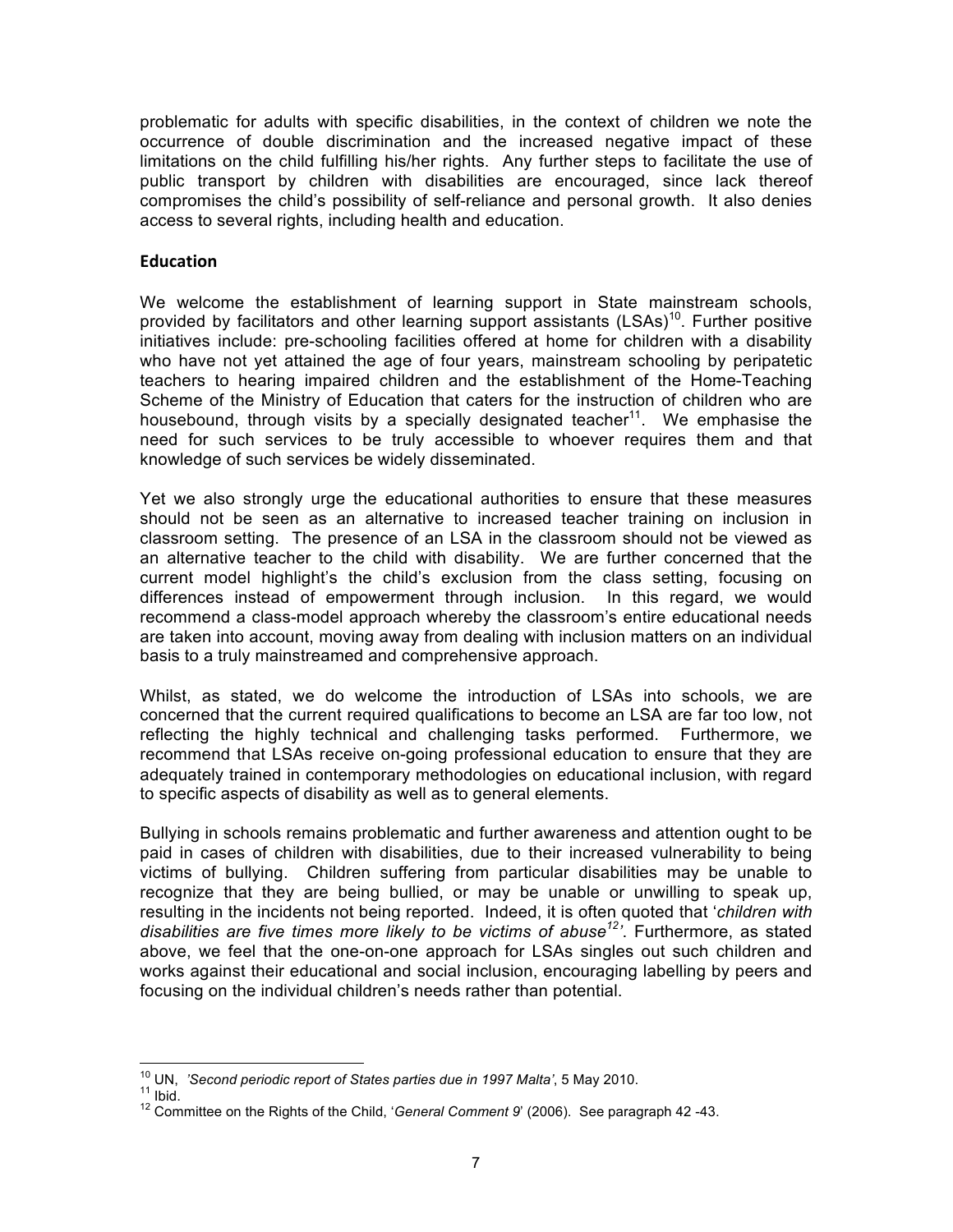problematic for adults with specific disabilities, in the context of children we note the occurrence of double discrimination and the increased negative impact of these limitations on the child fulfilling his/her rights. Any further steps to facilitate the use of public transport by children with disabilities are encouraged, since lack thereof compromises the child's possibility of self-reliance and personal growth. It also denies access to several rights, including health and education.

## Education

We welcome the establishment of learning support in State mainstream schools, provided by facilitators and other learning support assistants (LSAs)[10]. Further positive initiatives include: pre-schooling facilities offered at home for children with a disability who have not yet attained the age of four years, mainstream schooling by peripatetic teachers to hearing impaired children and the establishment of the Home-Teaching Scheme of the Ministry of Education that caters for the instruction of children who are housebound, through visits by a specially designated teacher[11]. We emphasise the need for such services to be truly accessible to whoever requires them and that knowledge of such services be widely disseminated.

Yet we also strongly urge the educational authorities to ensure that these measures should not be seen as an alternative to increased teacher training on inclusion in classroom setting. The presence of an LSA in the classroom should not be viewed as an alternative teacher to the child with disability. We are further concerned that the current model highlight's the child's exclusion from the class setting, focusing on differences instead of empowerment through inclusion. In this regard, we would recommend a class-model approach whereby the classroom's entire educational needs are taken into account, moving away from dealing with inclusion matters on an individual basis to a truly mainstreamed and comprehensive approach.

Whilst, as stated, we do welcome the introduction of LSAs into schools, we are concerned that the current required qualifications to become an LSA are far too low, not reflecting the highly technical and challenging tasks performed. Furthermore, we recommend that LSAs receive on-going professional education to ensure that they are adequately trained in contemporary methodologies on educational inclusion, with regard to specific aspects of disability as well as to general elements.

Bullying in schools remains problematic and further awareness and attention ought to be paid in cases of children with disabilities, due to their increased vulnerability to being victims of bullying. Children suffering from particular disabilities may be unable to recognize that they are being bullied, or may be unable or unwilling to speak up, resulting in the incidents not being reported. Indeed, it is often quoted that '*children with disabilities are five times more likely to be victims of abuse*[12]'. Furthermore, as stated above, we feel that the one-on-one approach for LSAs singles out such children and works against their educational and social inclusion, encouraging labelling by peers and focusing on the individual children's needs rather than potential.

---

[10] UN, *'Second periodic report of States parties due in 1997 Malta'*, 5 May 2010.

[11] Ibid.

[12] Committee on the Rights of the Child, '*General Comment 9*' (2006). See paragraph 42 -43.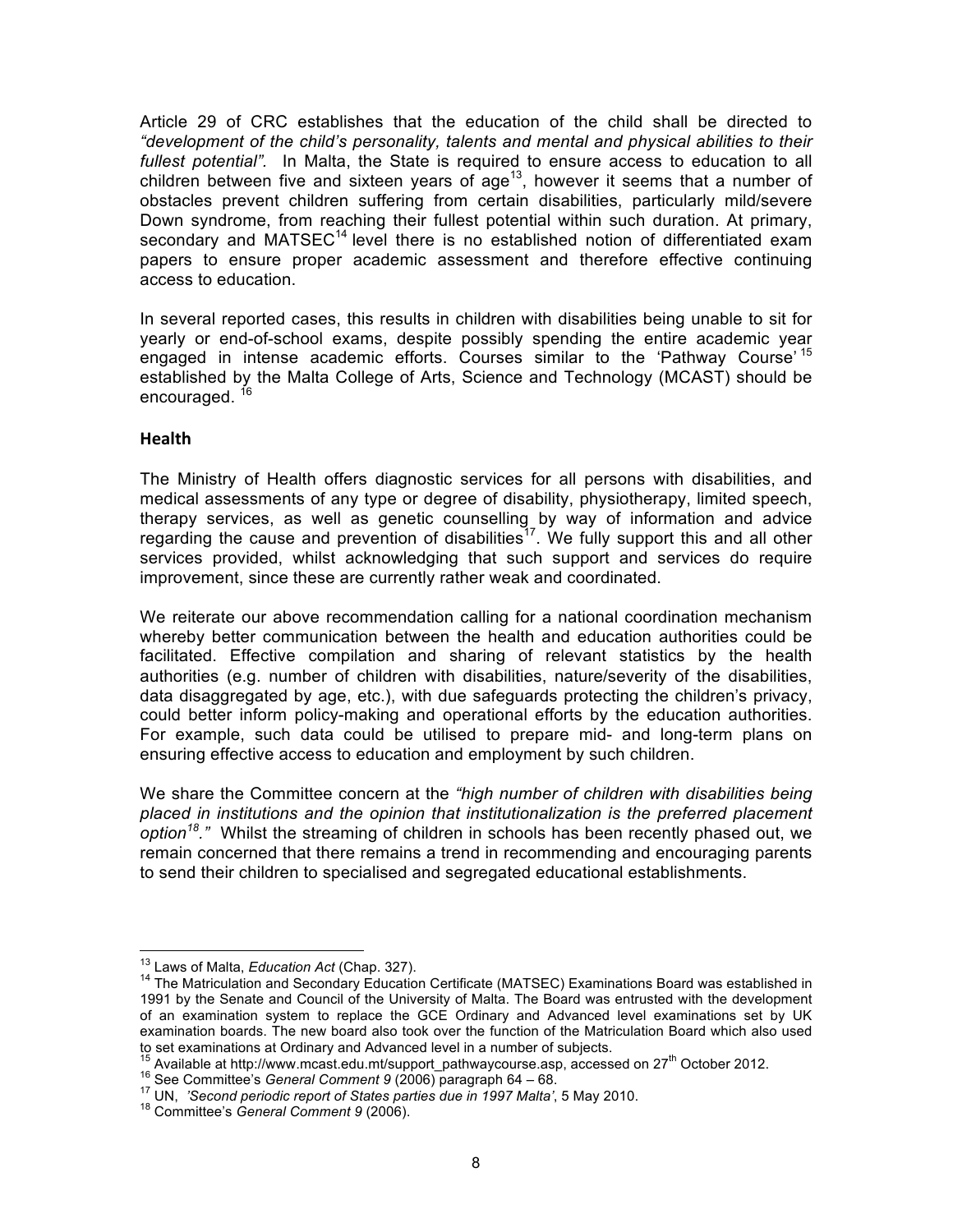Article 29 of CRC establishes that the education of the child shall be directed to *"development of the child's personality, talents and mental and physical abilities to their fullest potential"*. In Malta, the State is required to ensure access to education to all children between five and sixteen years of age[13], however it seems that a number of obstacles prevent children suffering from certain disabilities, particularly mild/severe Down syndrome, from reaching their fullest potential within such duration. At primary, secondary and MATSEC[14] level there is no established notion of differentiated exam papers to ensure proper academic assessment and therefore effective continuing access to education.

In several reported cases, this results in children with disabilities being unable to sit for yearly or end-of-school exams, despite possibly spending the entire academic year engaged in intense academic efforts. Courses similar to the 'Pathway Course'[15] established by the Malta College of Arts, Science and Technology (MCAST) should be encouraged.[16]

**Health**

The Ministry of Health offers diagnostic services for all persons with disabilities, and medical assessments of any type or degree of disability, physiotherapy, limited speech, therapy services, as well as genetic counselling by way of information and advice regarding the cause and prevention of disabilities[17]. We fully support this and all other services provided, whilst acknowledging that such support and services do require improvement, since these are currently rather weak and coordinated.

We reiterate our above recommendation calling for a national coordination mechanism whereby better communication between the health and education authorities could be facilitated. Effective compilation and sharing of relevant statistics by the health authorities (e.g. number of children with disabilities, nature/severity of the disabilities, data disaggregated by age, etc.), with due safeguards protecting the children's privacy, could better inform policy-making and operational efforts by the education authorities. For example, such data could be utilised to prepare mid- and long-term plans on ensuring effective access to education and employment by such children.

We share the Committee concern at the *"high number of children with disabilities being placed in institutions and the opinion that institutionalization is the preferred placement option[18]."* Whilst the streaming of children in schools has been recently phased out, we remain concerned that there remains a trend in recommending and encouraging parents to send their children to specialised and segregated educational establishments.

---

[13] Laws of Malta, *Education Act* (Chap. 327).

[14] The Matriculation and Secondary Education Certificate (MATSEC) Examinations Board was established in 1991 by the Senate and Council of the University of Malta. The Board was entrusted with the development of an examination system to replace the GCE Ordinary and Advanced level examinations set by UK examination boards. The new board also took over the function of the Matriculation Board which also used to set examinations at Ordinary and Advanced level in a number of subjects.

[15] Available at http://www.mcast.edu.mt/support_pathwaycourse.asp, accessed on 27th October 2012.

[16] See Committee's *General Comment 9* (2006) paragraph 64 – 68.

[17] UN, *'Second periodic report of States parties due in 1997 Malta'*, 5 May 2010.

[18] Committee's *General Comment 9* (2006).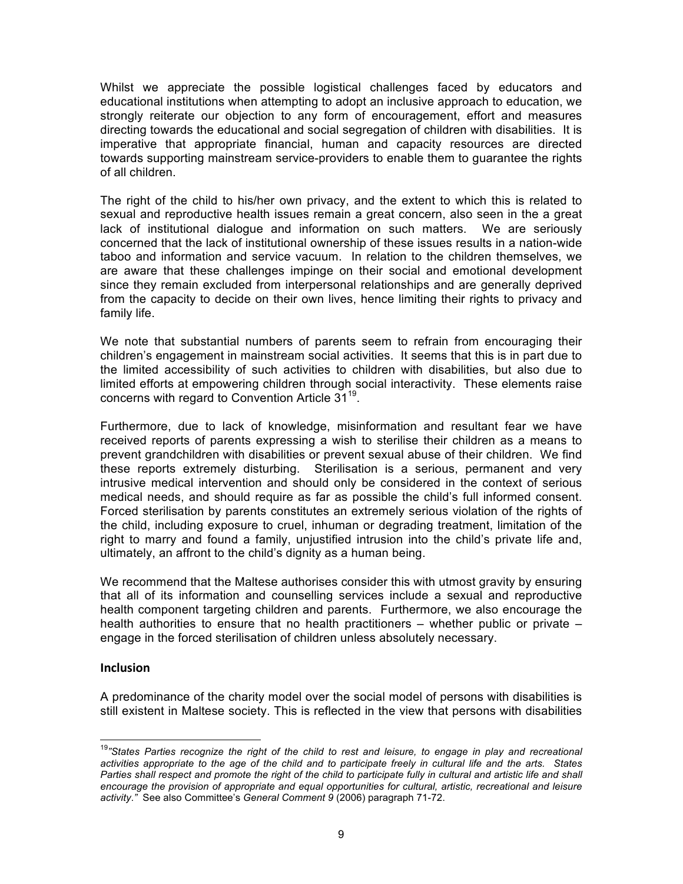Whilst we appreciate the possible logistical challenges faced by educators and educational institutions when attempting to adopt an inclusive approach to education, we strongly reiterate our objection to any form of encouragement, effort and measures directing towards the educational and social segregation of children with disabilities. It is imperative that appropriate financial, human and capacity resources are directed towards supporting mainstream service-providers to enable them to guarantee the rights of all children.

The right of the child to his/her own privacy, and the extent to which this is related to sexual and reproductive health issues remain a great concern, also seen in the a great lack of institutional dialogue and information on such matters. We are seriously concerned that the lack of institutional ownership of these issues results in a nation-wide taboo and information and service vacuum. In relation to the children themselves, we are aware that these challenges impinge on their social and emotional development since they remain excluded from interpersonal relationships and are generally deprived from the capacity to decide on their own lives, hence limiting their rights to privacy and family life.

We note that substantial numbers of parents seem to refrain from encouraging their children's engagement in mainstream social activities. It seems that this is in part due to the limited accessibility of such activities to children with disabilities, but also due to limited efforts at empowering children through social interactivity. These elements raise concerns with regard to Convention Article 31[19].

Furthermore, due to lack of knowledge, misinformation and resultant fear we have received reports of parents expressing a wish to sterilise their children as a means to prevent grandchildren with disabilities or prevent sexual abuse of their children. We find these reports extremely disturbing. Sterilisation is a serious, permanent and very intrusive medical intervention and should only be considered in the context of serious medical needs, and should require as far as possible the child's full informed consent. Forced sterilisation by parents constitutes an extremely serious violation of the rights of the child, including exposure to cruel, inhuman or degrading treatment, limitation of the right to marry and found a family, unjustified intrusion into the child's private life and, ultimately, an affront to the child's dignity as a human being.

We recommend that the Maltese authorises consider this with utmost gravity by ensuring that all of its information and counselling services include a sexual and reproductive health component targeting children and parents. Furthermore, we also encourage the health authorities to ensure that no health practitioners – whether public or private – engage in the forced sterilisation of children unless absolutely necessary.

**Inclusion**

A predominance of the charity model over the social model of persons with disabilities is still existent in Maltese society. This is reflected in the view that persons with disabilities

---

[19] *"States Parties recognize the right of the child to rest and leisure, to engage in play and recreational activities appropriate to the age of the child and to participate freely in cultural life and the arts. States Parties shall respect and promote the right of the child to participate fully in cultural and artistic life and shall encourage the provision of appropriate and equal opportunities for cultural, artistic, recreational and leisure activity."* See also Committee's *General Comment 9* (2006) paragraph 71-72.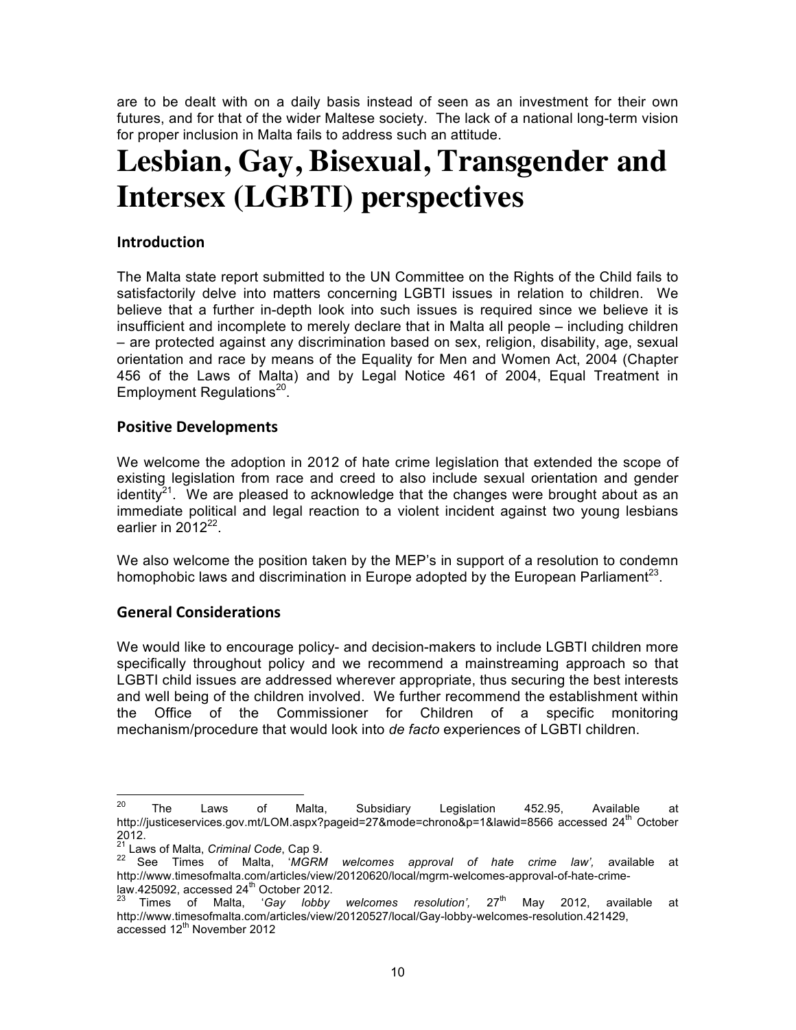are to be dealt with on a daily basis instead of seen as an investment for their own futures, and for that of the wider Maltese society. The lack of a national long-term vision for proper inclusion in Malta fails to address such an attitude.

# Lesbian, Gay, Bisexual, Transgender and Intersex (LGBTI) perspectives

### Introduction

The Malta state report submitted to the UN Committee on the Rights of the Child fails to satisfactorily delve into matters concerning LGBTI issues in relation to children. We believe that a further in-depth look into such issues is required since we believe it is insufficient and incomplete to merely declare that in Malta all people – including children – are protected against any discrimination based on sex, religion, disability, age, sexual orientation and race by means of the Equality for Men and Women Act, 2004 (Chapter 456 of the Laws of Malta) and by Legal Notice 461 of 2004, Equal Treatment in Employment Regulations[20].

### Positive Developments

We welcome the adoption in 2012 of hate crime legislation that extended the scope of existing legislation from race and creed to also include sexual orientation and gender identity[21]. We are pleased to acknowledge that the changes were brought about as an immediate political and legal reaction to a violent incident against two young lesbians earlier in 2012[22].

We also welcome the position taken by the MEP's in support of a resolution to condemn homophobic laws and discrimination in Europe adopted by the European Parliament[23].

### General Considerations

We would like to encourage policy- and decision-makers to include LGBTI children more specifically throughout policy and we recommend a mainstreaming approach so that LGBTI child issues are addressed wherever appropriate, thus securing the best interests and well being of the children involved. We further recommend the establishment within the Office of the Commissioner for Children of a specific monitoring mechanism/procedure that would look into *de facto* experiences of LGBTI children.

---

[20] The Laws of Malta, Subsidiary Legislation 452.95, Available at http://justiceservices.gov.mt/LOM.aspx?pageid=27&mode=chrono&p=1&lawid=8566 accessed 24th October 2012.

[21] Laws of Malta, *Criminal Code*, Cap 9.

[22] See Times of Malta, '*MGRM welcomes approval of hate crime law',* available at http://www.timesofmalta.com/articles/view/20120620/local/mgrm-welcomes-approval-of-hate-crime-law.425092, accessed 24th October 2012.

[23] Times of Malta, '*Gay lobby welcomes resolution',* 27th May 2012, available at http://www.timesofmalta.com/articles/view/20120527/local/Gay-lobby-welcomes-resolution.421429, accessed 12th November 2012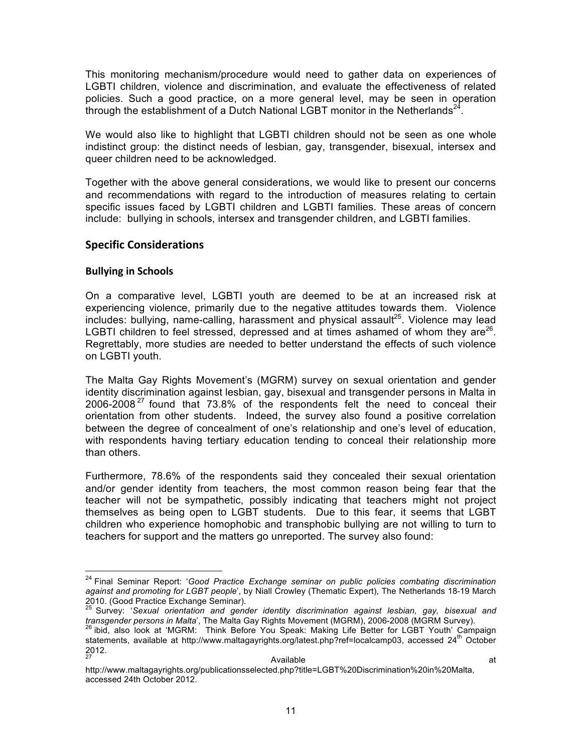This monitoring mechanism/procedure would need to gather data on experiences of LGBTI children, violence and discrimination, and evaluate the effectiveness of related policies. Such a good practice, on a more general level, may be seen in operation through the establishment of a Dutch National LGBT monitor in the Netherlands[24].

We would also like to highlight that LGBTI children should not be seen as one whole indistinct group: the distinct needs of lesbian, gay, transgender, bisexual, intersex and queer children need to be acknowledged.

Together with the above general considerations, we would like to present our concerns and recommendations with regard to the introduction of measures relating to certain specific issues faced by LGBTI children and LGBTI families. These areas of concern include: bullying in schools, intersex and transgender children, and LGBTI families.

## Specific Considerations

### Bullying in Schools

On a comparative level, LGBTI youth are deemed to be at an increased risk at experiencing violence, primarily due to the negative attitudes towards them. Violence includes: bullying, name-calling, harassment and physical assault[25]. Violence may lead LGBTI children to feel stressed, depressed and at times ashamed of whom they are[26]. Regrettably, more studies are needed to better understand the effects of such violence on LGBTI youth.

The Malta Gay Rights Movement's (MGRM) survey on sexual orientation and gender identity discrimination against lesbian, gay, bisexual and transgender persons in Malta in 2006-2008[27] found that 73.8% of the respondents felt the need to conceal their orientation from other students. Indeed, the survey also found a positive correlation between the degree of concealment of one's relationship and one's level of education, with respondents having tertiary education tending to conceal their relationship more than others.

Furthermore, 78.6% of the respondents said they concealed their sexual orientation and/or gender identity from teachers, the most common reason being fear that the teacher will not be sympathetic, possibly indicating that teachers might not project themselves as being open to LGBT students. Due to this fear, it seems that LGBT children who experience homophobic and transphobic bullying are not willing to turn to teachers for support and the matters go unreported. The survey also found:

---

[24] Final Seminar Report: '*Good Practice Exchange seminar on public policies combating discrimination against and promoting for LGBT people*', by Niall Crowley (Thematic Expert), The Netherlands 18-19 March 2010. (Good Practice Exchange Seminar).

[25] Survey: '*Sexual orientation and gender identity discrimination against lesbian, gay, bisexual and transgender persons in Malta*', The Malta Gay Rights Movement (MGRM), 2006-2008 (MGRM Survey).

[26] ibid, also look at 'MGRM: Think Before You Speak: Making Life Better for LGBT Youth' Campaign statements, available at http://www.maltagayrights.org/latest.php?ref=localcamp03, accessed 24th October 2012.

[27] Available at http://www.maltagayrights.org/publicationsselected.php?title=LGBT%20Discrimination%20in%20Malta, accessed 24th October 2012.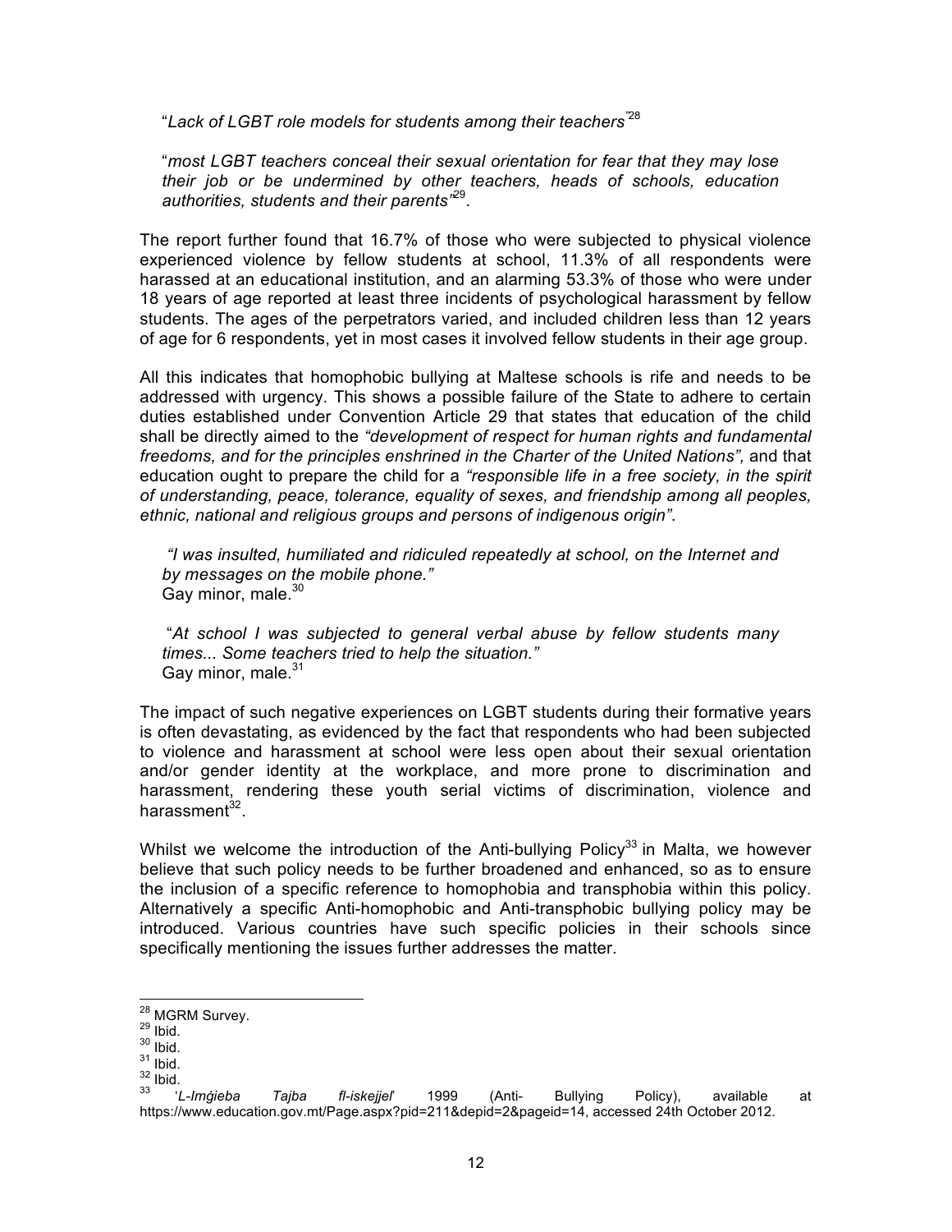"*Lack of LGBT role models for students among their teachers*"[28]

"*most LGBT teachers conceal their sexual orientation for fear that they may lose their job or be undermined by other teachers, heads of schools, education authorities, students and their parents*"[29].

The report further found that 16.7% of those who were subjected to physical violence experienced violence by fellow students at school, 11.3% of all respondents were harassed at an educational institution, and an alarming 53.3% of those who were under 18 years of age reported at least three incidents of psychological harassment by fellow students. The ages of the perpetrators varied, and included children less than 12 years of age for 6 respondents, yet in most cases it involved fellow students in their age group.

All this indicates that homophobic bullying at Maltese schools is rife and needs to be addressed with urgency. This shows a possible failure of the State to adhere to certain duties established under Convention Article 29 that states that education of the child shall be directly aimed to the *"development of respect for human rights and fundamental freedoms, and for the principles enshrined in the Charter of the United Nations"*, and that education ought to prepare the child for a *"responsible life in a free society, in the spirit of understanding, peace, tolerance, equality of sexes, and friendship among all peoples, ethnic, national and religious groups and persons of indigenous origin"*.

> *"I was insulted, humiliated and ridiculed repeatedly at school, on the Internet and by messages on the mobile phone."*
> Gay minor, male.[30]

> "*At school I was subjected to general verbal abuse by fellow students many times... Some teachers tried to help the situation.*"
> Gay minor, male.[31]

The impact of such negative experiences on LGBT students during their formative years is often devastating, as evidenced by the fact that respondents who had been subjected to violence and harassment at school were less open about their sexual orientation and/or gender identity at the workplace, and more prone to discrimination and harassment, rendering these youth serial victims of discrimination, violence and harassment[32].

Whilst we welcome the introduction of the Anti-bullying Policy[33] in Malta, we however believe that such policy needs to be further broadened and enhanced, so as to ensure the inclusion of a specific reference to homophobia and transphobia within this policy. Alternatively a specific Anti-homophobic and Anti-transphobic bullying policy may be introduced. Various countries have such specific policies in their schools since specifically mentioning the issues further addresses the matter.

---

[28] MGRM Survey.
[29] Ibid.
[30] Ibid.
[31] Ibid.
[32] Ibid.
[33] '*L-Imġieba Tajba fl-iskejjel*' 1999 (Anti- Bullying Policy), available at https://www.education.gov.mt/Page.aspx?pid=211&depid=2&pageid=14, accessed 24th October 2012.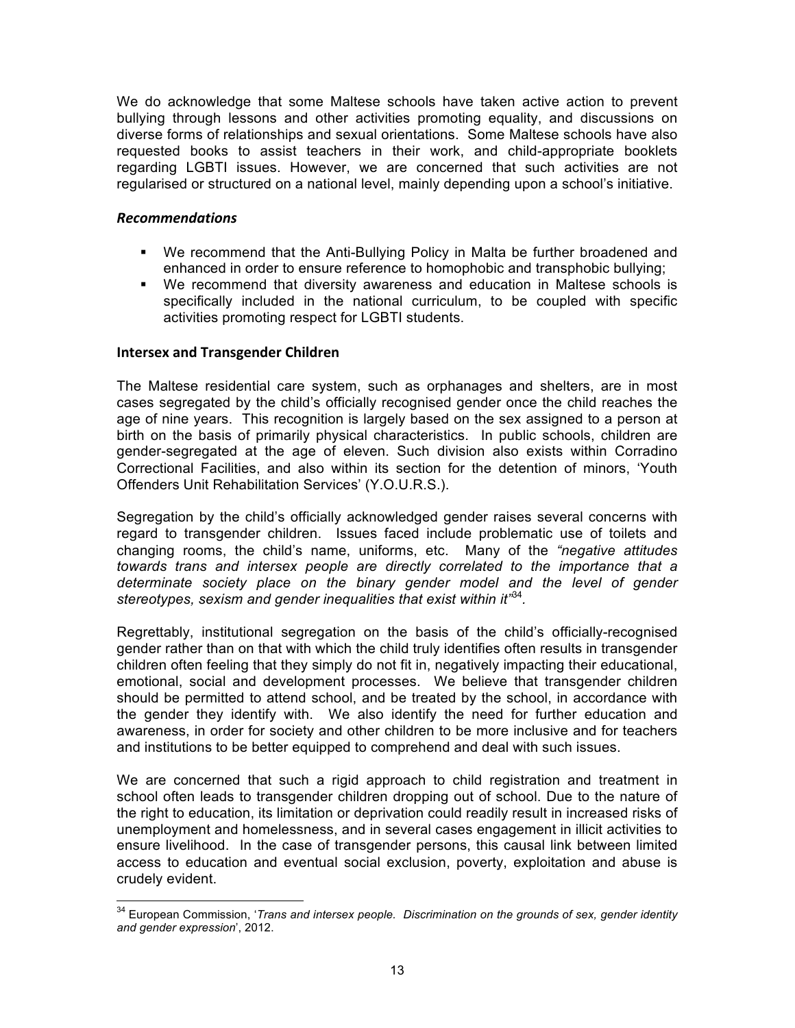We do acknowledge that some Maltese schools have taken active action to prevent bullying through lessons and other activities promoting equality, and discussions on diverse forms of relationships and sexual orientations. Some Maltese schools have also requested books to assist teachers in their work, and child-appropriate booklets regarding LGBTI issues. However, we are concerned that such activities are not regularised or structured on a national level, mainly depending upon a school's initiative.

### *Recommendations*

- We recommend that the Anti-Bullying Policy in Malta be further broadened and enhanced in order to ensure reference to homophobic and transphobic bullying;
- We recommend that diversity awareness and education in Maltese schools is specifically included in the national curriculum, to be coupled with specific activities promoting respect for LGBTI students.

### **Intersex and Transgender Children**

The Maltese residential care system, such as orphanages and shelters, are in most cases segregated by the child's officially recognised gender once the child reaches the age of nine years. This recognition is largely based on the sex assigned to a person at birth on the basis of primarily physical characteristics. In public schools, children are gender-segregated at the age of eleven. Such division also exists within Corradino Correctional Facilities, and also within its section for the detention of minors, 'Youth Offenders Unit Rehabilitation Services' (Y.O.U.R.S.).

Segregation by the child's officially acknowledged gender raises several concerns with regard to transgender children. Issues faced include problematic use of toilets and changing rooms, the child's name, uniforms, etc. Many of the *"negative attitudes towards trans and intersex people are directly correlated to the importance that a determinate society place on the binary gender model and the level of gender stereotypes, sexism and gender inequalities that exist within it"*[34].

Regrettably, institutional segregation on the basis of the child's officially-recognised gender rather than on that with which the child truly identifies often results in transgender children often feeling that they simply do not fit in, negatively impacting their educational, emotional, social and development processes. We believe that transgender children should be permitted to attend school, and be treated by the school, in accordance with the gender they identify with. We also identify the need for further education and awareness, in order for society and other children to be more inclusive and for teachers and institutions to be better equipped to comprehend and deal with such issues.

We are concerned that such a rigid approach to child registration and treatment in school often leads to transgender children dropping out of school. Due to the nature of the right to education, its limitation or deprivation could readily result in increased risks of unemployment and homelessness, and in several cases engagement in illicit activities to ensure livelihood. In the case of transgender persons, this causal link between limited access to education and eventual social exclusion, poverty, exploitation and abuse is crudely evident.

---

[34] European Commission, '*Trans and intersex people. Discrimination on the grounds of sex, gender identity and gender expression*', 2012.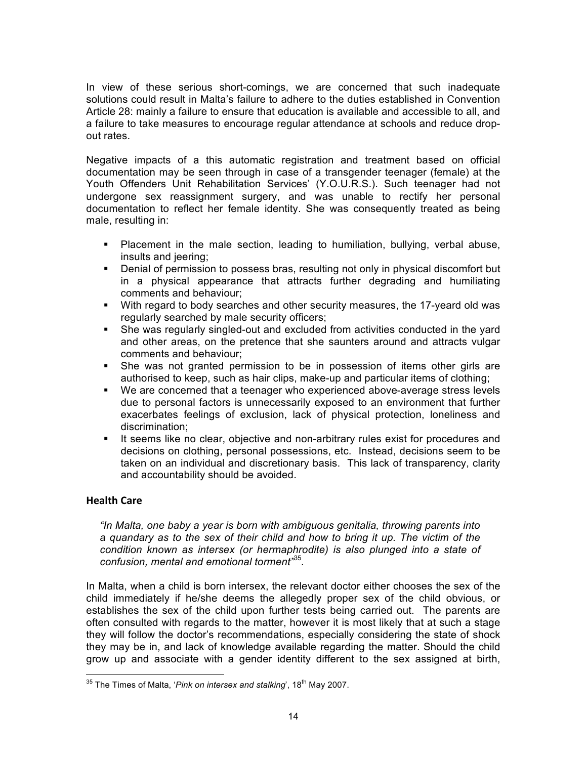In view of these serious short-comings, we are concerned that such inadequate solutions could result in Malta's failure to adhere to the duties established in Convention Article 28: mainly a failure to ensure that education is available and accessible to all, and a failure to take measures to encourage regular attendance at schools and reduce drop-out rates.

Negative impacts of a this automatic registration and treatment based on official documentation may be seen through in case of a transgender teenager (female) at the Youth Offenders Unit Rehabilitation Services' (Y.O.U.R.S.). Such teenager had not undergone sex reassignment surgery, and was unable to rectify her personal documentation to reflect her female identity. She was consequently treated as being male, resulting in:

- Placement in the male section, leading to humiliation, bullying, verbal abuse, insults and jeering;
- Denial of permission to possess bras, resulting not only in physical discomfort but in a physical appearance that attracts further degrading and humiliating comments and behaviour;
- With regard to body searches and other security measures, the 17-yeard old was regularly searched by male security officers;
- She was regularly singled-out and excluded from activities conducted in the yard and other areas, on the pretence that she saunters around and attracts vulgar comments and behaviour;
- She was not granted permission to be in possession of items other girls are authorised to keep, such as hair clips, make-up and particular items of clothing;
- We are concerned that a teenager who experienced above-average stress levels due to personal factors is unnecessarily exposed to an environment that further exacerbates feelings of exclusion, lack of physical protection, loneliness and discrimination;
- It seems like no clear, objective and non-arbitrary rules exist for procedures and decisions on clothing, personal possessions, etc. Instead, decisions seem to be taken on an individual and discretionary basis. This lack of transparency, clarity and accountability should be avoided.

## Health Care

*"In Malta, one baby a year is born with ambiguous genitalia, throwing parents into a quandary as to the sex of their child and how to bring it up. The victim of the condition known as intersex (or hermaphrodite) is also plunged into a state of confusion, mental and emotional torment"*[35].

In Malta, when a child is born intersex, the relevant doctor either chooses the sex of the child immediately if he/she deems the allegedly proper sex of the child obvious, or establishes the sex of the child upon further tests being carried out. The parents are often consulted with regards to the matter, however it is most likely that at such a stage they will follow the doctor's recommendations, especially considering the state of shock they may be in, and lack of knowledge available regarding the matter. Should the child grow up and associate with a gender identity different to the sex assigned at birth,

---

[35] The Times of Malta, '*Pink on intersex and stalking*', 18th May 2007.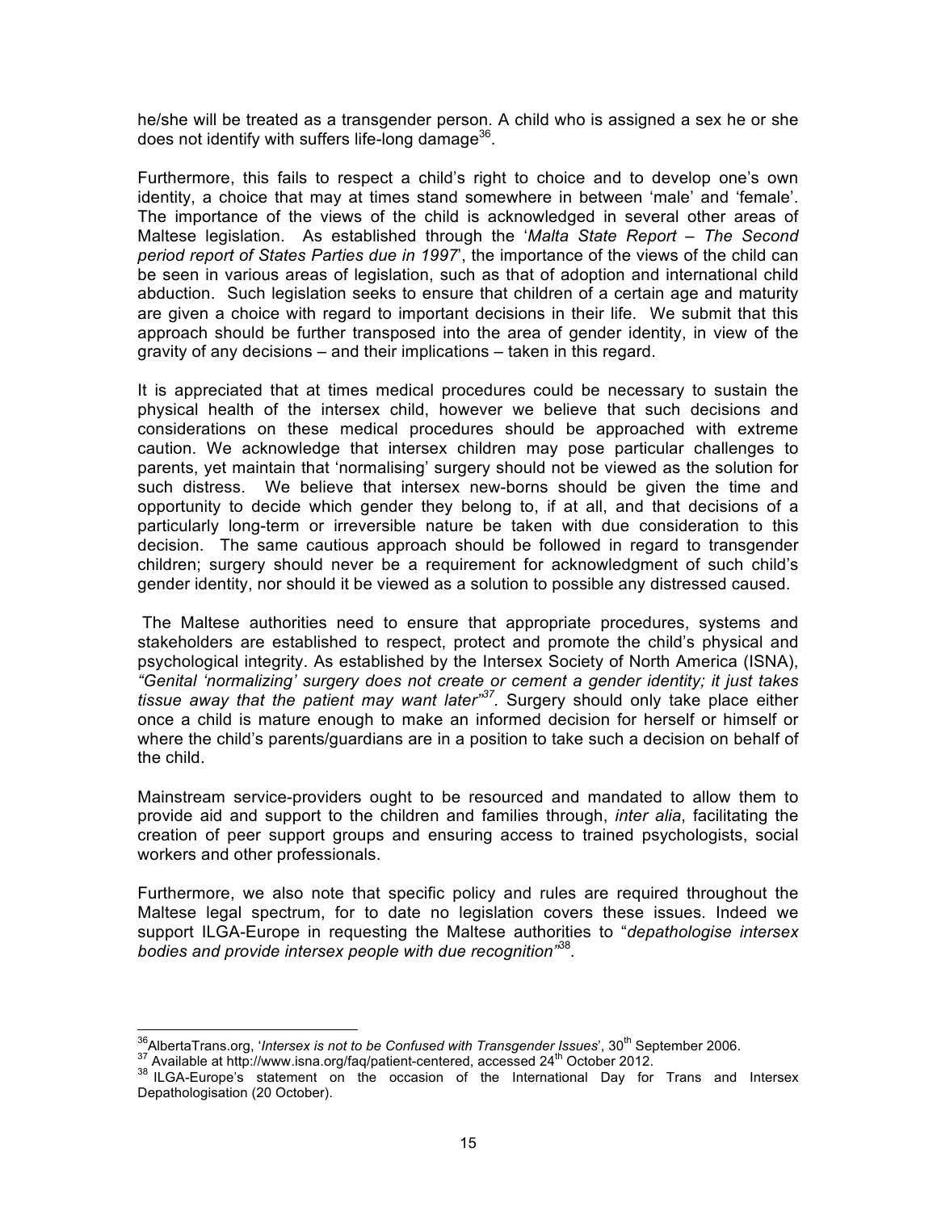he/she will be treated as a transgender person. A child who is assigned a sex he or she does not identify with suffers life-long damage[36].

Furthermore, this fails to respect a child's right to choice and to develop one's own identity, a choice that may at times stand somewhere in between 'male' and 'female'. The importance of the views of the child is acknowledged in several other areas of Maltese legislation. As established through the '*Malta State Report – The Second period report of States Parties due in 1997*', the importance of the views of the child can be seen in various areas of legislation, such as that of adoption and international child abduction. Such legislation seeks to ensure that children of a certain age and maturity are given a choice with regard to important decisions in their life. We submit that this approach should be further transposed into the area of gender identity, in view of the gravity of any decisions – and their implications – taken in this regard.

It is appreciated that at times medical procedures could be necessary to sustain the physical health of the intersex child, however we believe that such decisions and considerations on these medical procedures should be approached with extreme caution. We acknowledge that intersex children may pose particular challenges to parents, yet maintain that 'normalising' surgery should not be viewed as the solution for such distress. We believe that intersex new-borns should be given the time and opportunity to decide which gender they belong to, if at all, and that decisions of a particularly long-term or irreversible nature be taken with due consideration to this decision. The same cautious approach should be followed in regard to transgender children; surgery should never be a requirement for acknowledgment of such child's gender identity, nor should it be viewed as a solution to possible any distressed caused.

The Maltese authorities need to ensure that appropriate procedures, systems and stakeholders are established to respect, protect and promote the child's physical and psychological integrity. As established by the Intersex Society of North America (ISNA), *"Genital 'normalizing' surgery does not create or cement a gender identity; it just takes tissue away that the patient may want later"*[37]. Surgery should only take place either once a child is mature enough to make an informed decision for herself or himself or where the child's parents/guardians are in a position to take such a decision on behalf of the child.

Mainstream service-providers ought to be resourced and mandated to allow them to provide aid and support to the children and families through, *inter alia*, facilitating the creation of peer support groups and ensuring access to trained psychologists, social workers and other professionals.

Furthermore, we also note that specific policy and rules are required throughout the Maltese legal spectrum, for to date no legislation covers these issues. Indeed we support ILGA-Europe in requesting the Maltese authorities to "*depathologise intersex bodies and provide intersex people with due recognition*"[38].

---

[36] AlbertaTrans.org, '*Intersex is not to be Confused with Transgender Issues*', 30th September 2006.

[37] Available at http://www.isna.org/faq/patient-centered, accessed 24th October 2012.

[38] ILGA-Europe's statement on the occasion of the International Day for Trans and Intersex Depathologisation (20 October).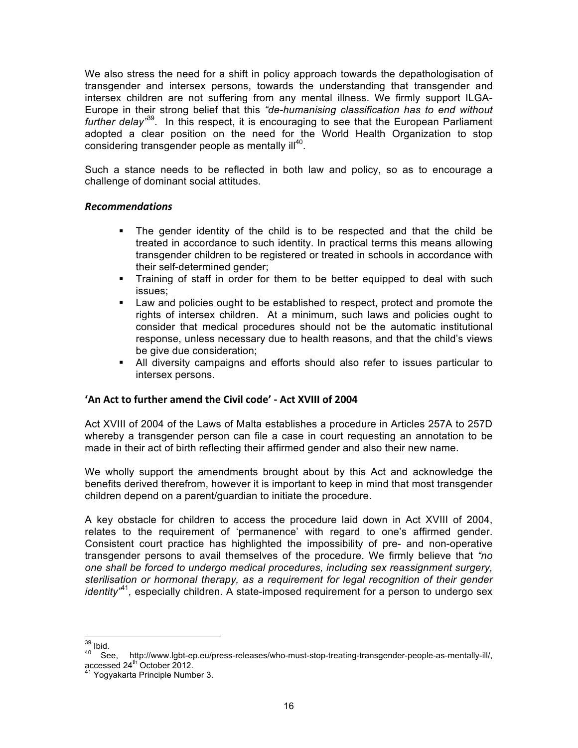We also stress the need for a shift in policy approach towards the depathologisation of transgender and intersex persons, towards the understanding that transgender and intersex children are not suffering from any mental illness. We firmly support ILGA-Europe in their strong belief that this *"de-humanising classification has to end without further delay"*[39]. In this respect, it is encouraging to see that the European Parliament adopted a clear position on the need for the World Health Organization to stop considering transgender people as mentally ill[40].

Such a stance needs to be reflected in both law and policy, so as to encourage a challenge of dominant social attitudes.

### *Recommendations*

- The gender identity of the child is to be respected and that the child be treated in accordance to such identity. In practical terms this means allowing transgender children to be registered or treated in schools in accordance with their self-determined gender;
- Training of staff in order for them to be better equipped to deal with such issues;
- Law and policies ought to be established to respect, protect and promote the rights of intersex children. At a minimum, such laws and policies ought to consider that medical procedures should not be the automatic institutional response, unless necessary due to health reasons, and that the child's views be give due consideration;
- All diversity campaigns and efforts should also refer to issues particular to intersex persons.

## 'An Act to further amend the Civil code' - Act XVIII of 2004

Act XVIII of 2004 of the Laws of Malta establishes a procedure in Articles 257A to 257D whereby a transgender person can file a case in court requesting an annotation to be made in their act of birth reflecting their affirmed gender and also their new name.

We wholly support the amendments brought about by this Act and acknowledge the benefits derived therefrom, however it is important to keep in mind that most transgender children depend on a parent/guardian to initiate the procedure.

A key obstacle for children to access the procedure laid down in Act XVIII of 2004, relates to the requirement of 'permanence' with regard to one's affirmed gender. Consistent court practice has highlighted the impossibility of pre- and non-operative transgender persons to avail themselves of the procedure. We firmly believe that *"no one shall be forced to undergo medical procedures, including sex reassignment surgery, sterilisation or hormonal therapy, as a requirement for legal recognition of their gender identity"*[41], especially children. A state-imposed requirement for a person to undergo sex

---

[39] Ibid.

[40] See, http://www.lgbt-ep.eu/press-releases/who-must-stop-treating-transgender-people-as-mentally-ill/, accessed 24th October 2012.

[41] Yogyakarta Principle Number 3.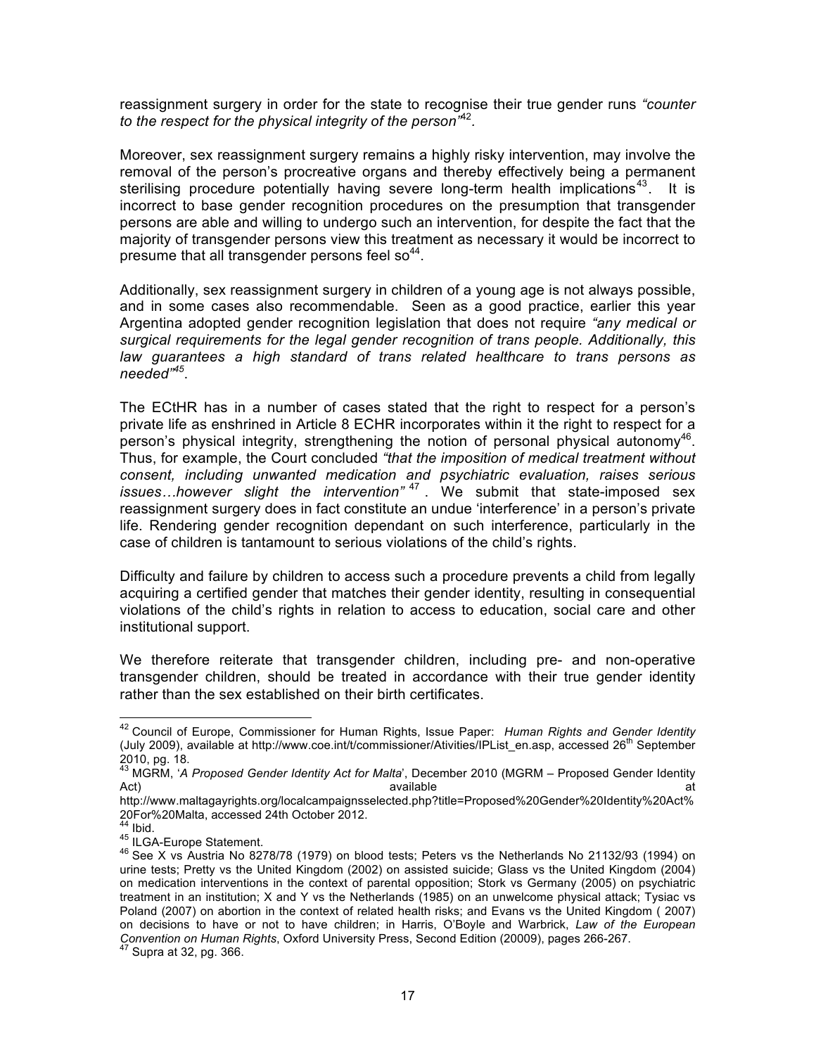reassignment surgery in order for the state to recognise their true gender runs *"counter to the respect for the physical integrity of the person"*[42].

Moreover, sex reassignment surgery remains a highly risky intervention, may involve the removal of the person's procreative organs and thereby effectively being a permanent sterilising procedure potentially having severe long-term health implications[43]. It is incorrect to base gender recognition procedures on the presumption that transgender persons are able and willing to undergo such an intervention, for despite the fact that the majority of transgender persons view this treatment as necessary it would be incorrect to presume that all transgender persons feel so[44].

Additionally, sex reassignment surgery in children of a young age is not always possible, and in some cases also recommendable. Seen as a good practice, earlier this year Argentina adopted gender recognition legislation that does not require *"any medical or surgical requirements for the legal gender recognition of trans people. Additionally, this law guarantees a high standard of trans related healthcare to trans persons as needed"*[45].

The ECtHR has in a number of cases stated that the right to respect for a person's private life as enshrined in Article 8 ECHR incorporates within it the right to respect for a person's physical integrity, strengthening the notion of personal physical autonomy[46]. Thus, for example, the Court concluded *"that the imposition of medical treatment without consent, including unwanted medication and psychiatric evaluation, raises serious issues…however slight the intervention"*[47]. We submit that state-imposed sex reassignment surgery does in fact constitute an undue 'interference' in a person's private life. Rendering gender recognition dependant on such interference, particularly in the case of children is tantamount to serious violations of the child's rights.

Difficulty and failure by children to access such a procedure prevents a child from legally acquiring a certified gender that matches their gender identity, resulting in consequential violations of the child's rights in relation to access to education, social care and other institutional support.

We therefore reiterate that transgender children, including pre- and non-operative transgender children, should be treated in accordance with their true gender identity rather than the sex established on their birth certificates.

---

[42] Council of Europe, Commissioner for Human Rights, Issue Paper: *Human Rights and Gender Identity* (July 2009), available at http://www.coe.int/t/commissioner/Ativities/IPList_en.asp, accessed 26th September 2010, pg. 18.

[43] MGRM, '*A Proposed Gender Identity Act for Malta*', December 2010 (MGRM – Proposed Gender Identity Act) available at http://www.maltagayrights.org/localcampaignsselected.php?title=Proposed%20Gender%20Identity%20Act%20For%20Malta, accessed 24th October 2012.

[44] Ibid.

[45] ILGA-Europe Statement.

[46] See X vs Austria No 8278/78 (1979) on blood tests; Peters vs the Netherlands No 21132/93 (1994) on urine tests; Pretty vs the United Kingdom (2002) on assisted suicide; Glass vs the United Kingdom (2004) on medication interventions in the context of parental opposition; Stork vs Germany (2005) on psychiatric treatment in an institution; X and Y vs the Netherlands (1985) on an unwelcome physical attack; Tysiac vs Poland (2007) on abortion in the context of related health risks; and Evans vs the United Kingdom ( 2007) on decisions to have or not to have children; in Harris, O'Boyle and Warbrick, *Law of the European Convention on Human Rights*, Oxford University Press, Second Edition (20009), pages 266-267.

[47] Supra at 32, pg. 366.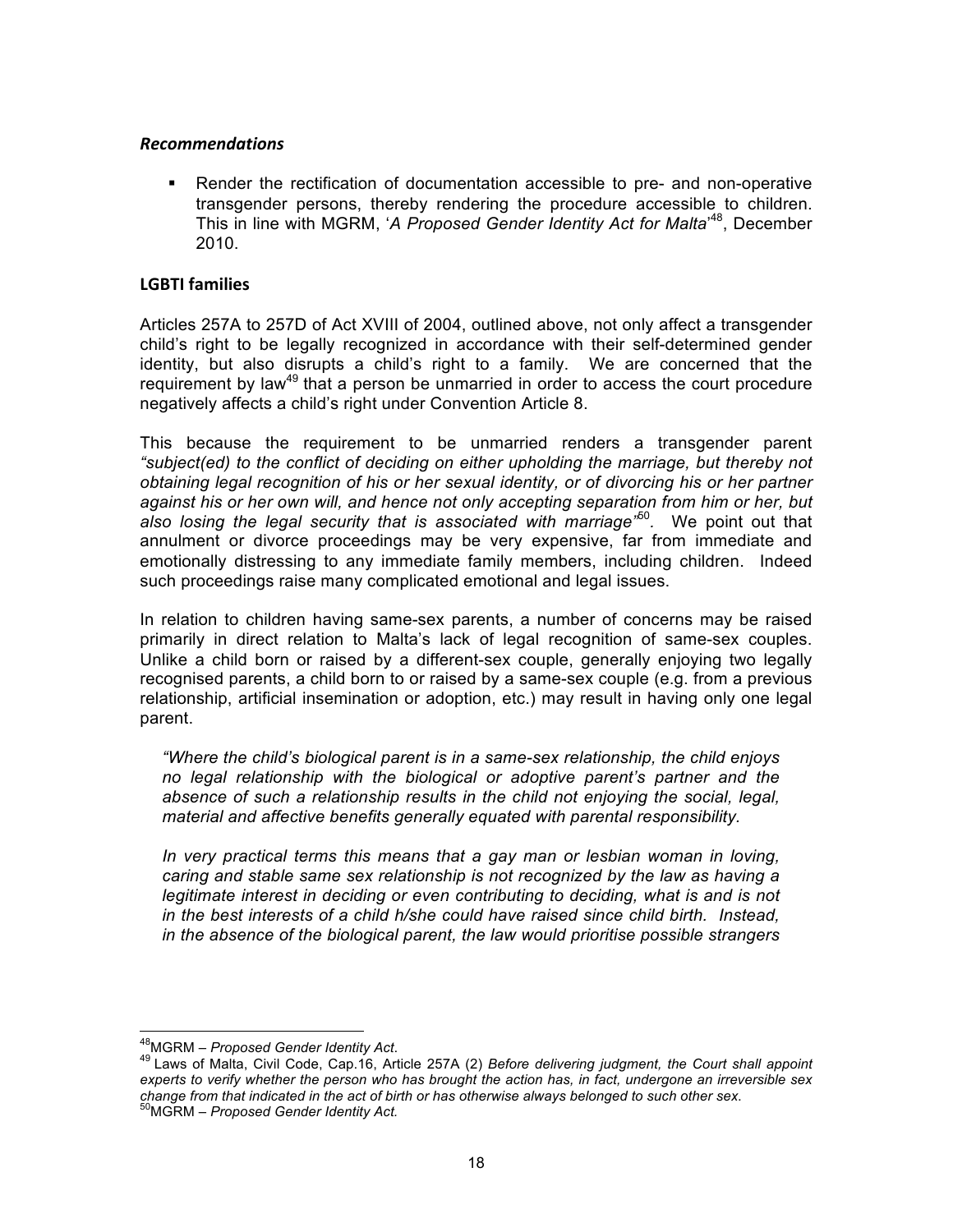### *Recommendations*

- Render the rectification of documentation accessible to pre- and non-operative transgender persons, thereby rendering the procedure accessible to children. This in line with MGRM, '*A Proposed Gender Identity Act for Malta*'[48], December 2010.

### LGBTI families

Articles 257A to 257D of Act XVIII of 2004, outlined above, not only affect a transgender child's right to be legally recognized in accordance with their self-determined gender identity, but also disrupts a child's right to a family. We are concerned that the requirement by law[49] that a person be unmarried in order to access the court procedure negatively affects a child's right under Convention Article 8.

This because the requirement to be unmarried renders a transgender parent *"subject(ed) to the conflict of deciding on either upholding the marriage, but thereby not obtaining legal recognition of his or her sexual identity, or of divorcing his or her partner against his or her own will, and hence not only accepting separation from him or her, but also losing the legal security that is associated with marriage"*[50]. We point out that annulment or divorce proceedings may be very expensive, far from immediate and emotionally distressing to any immediate family members, including children. Indeed such proceedings raise many complicated emotional and legal issues.

In relation to children having same-sex parents, a number of concerns may be raised primarily in direct relation to Malta's lack of legal recognition of same-sex couples. Unlike a child born or raised by a different-sex couple, generally enjoying two legally recognised parents, a child born to or raised by a same-sex couple (e.g. from a previous relationship, artificial insemination or adoption, etc.) may result in having only one legal parent.

> *"Where the child's biological parent is in a same-sex relationship, the child enjoys no legal relationship with the biological or adoptive parent's partner and the absence of such a relationship results in the child not enjoying the social, legal, material and affective benefits generally equated with parental responsibility.*
>
> *In very practical terms this means that a gay man or lesbian woman in loving, caring and stable same sex relationship is not recognized by the law as having a legitimate interest in deciding or even contributing to deciding, what is and is not in the best interests of a child h/she could have raised since child birth. Instead, in the absence of the biological parent, the law would prioritise possible strangers*

---

[48] MGRM – *Proposed Gender Identity Act*.

[49] Laws of Malta, Civil Code, Cap.16, Article 257A (2) *Before delivering judgment, the Court shall appoint experts to verify whether the person who has brought the action has, in fact, undergone an irreversible sex change from that indicated in the act of birth or has otherwise always belonged to such other sex*.

[50] MGRM – *Proposed Gender Identity Act.*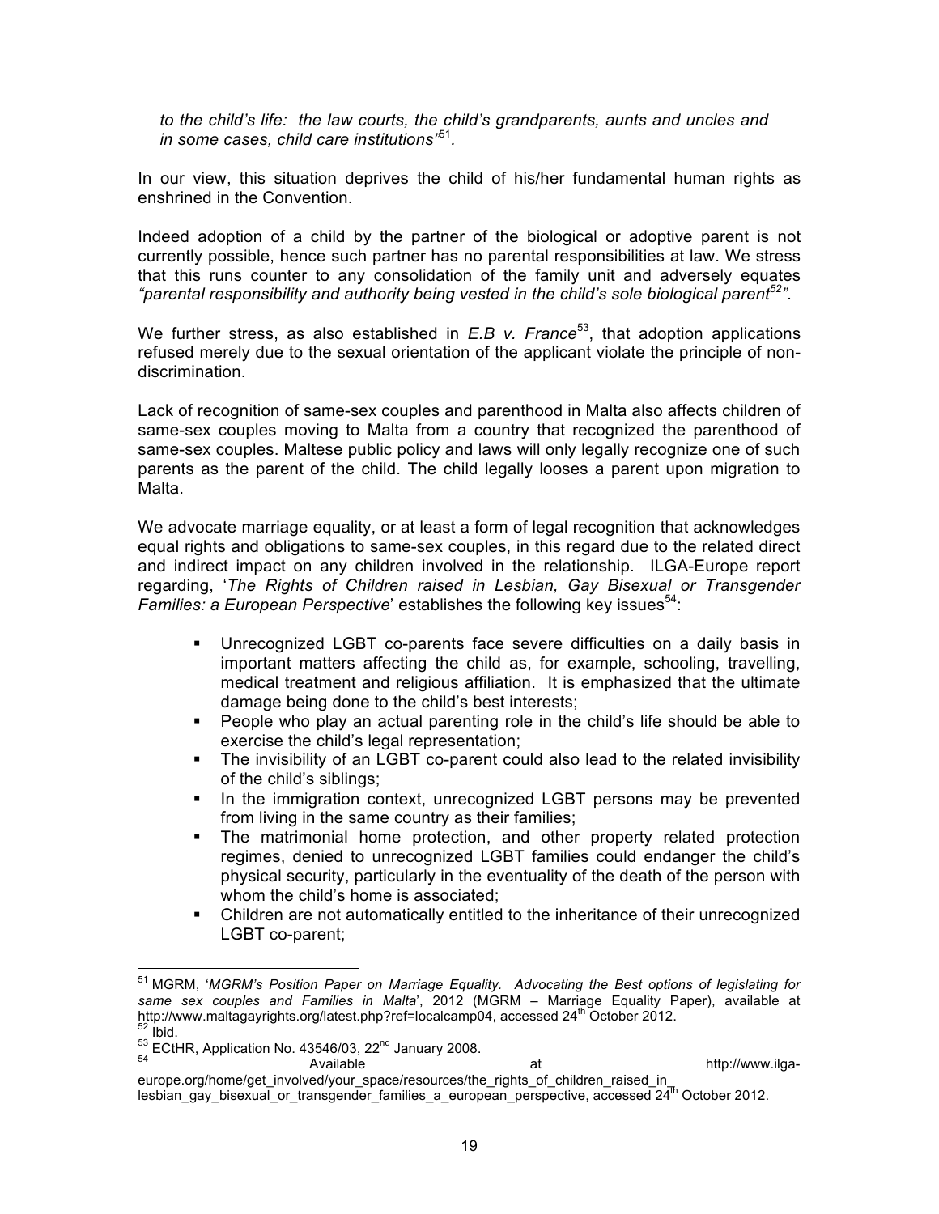*to the child's life: the law courts, the child's grandparents, aunts and uncles and in some cases, child care institutions'*[51].

In our view, this situation deprives the child of his/her fundamental human rights as enshrined in the Convention.

Indeed adoption of a child by the partner of the biological or adoptive parent is not currently possible, hence such partner has no parental responsibilities at law. We stress that this runs counter to any consolidation of the family unit and adversely equates *"parental responsibility and authority being vested in the child's sole biological parent*[52]*"*.

We further stress, as also established in *E.B v. France*[53], that adoption applications refused merely due to the sexual orientation of the applicant violate the principle of non-discrimination.

Lack of recognition of same-sex couples and parenthood in Malta also affects children of same-sex couples moving to Malta from a country that recognized the parenthood of same-sex couples. Maltese public policy and laws will only legally recognize one of such parents as the parent of the child. The child legally looses a parent upon migration to Malta.

We advocate marriage equality, or at least a form of legal recognition that acknowledges equal rights and obligations to same-sex couples, in this regard due to the related direct and indirect impact on any children involved in the relationship. ILGA-Europe report regarding, '*The Rights of Children raised in Lesbian, Gay Bisexual or Transgender Families: a European Perspective*' establishes the following key issues[54]:

- Unrecognized LGBT co-parents face severe difficulties on a daily basis in important matters affecting the child as, for example, schooling, travelling, medical treatment and religious affiliation. It is emphasized that the ultimate damage being done to the child's best interests;
- People who play an actual parenting role in the child's life should be able to exercise the child's legal representation;
- The invisibility of an LGBT co-parent could also lead to the related invisibility of the child's siblings;
- In the immigration context, unrecognized LGBT persons may be prevented from living in the same country as their families;
- The matrimonial home protection, and other property related protection regimes, denied to unrecognized LGBT families could endanger the child's physical security, particularly in the eventuality of the death of the person with whom the child's home is associated;
- Children are not automatically entitled to the inheritance of their unrecognized LGBT co-parent;

---

[51] MGRM, '*MGRM's Position Paper on Marriage Equality. Advocating the Best options of legislating for same sex couples and Families in Malta*', 2012 (MGRM – Marriage Equality Paper), available at http://www.maltagayrights.org/latest.php?ref=localcamp04, accessed 24th October 2012.

[52] Ibid.

[53] ECtHR, Application No. 43546/03, 22nd January 2008.

[54] Available at http://www.ilga-europe.org/home/get_involved/your_space/resources/the_rights_of_children_raised_in_lesbian_gay_bisexual_or_transgender_families_a_european_perspective, accessed 24th October 2012.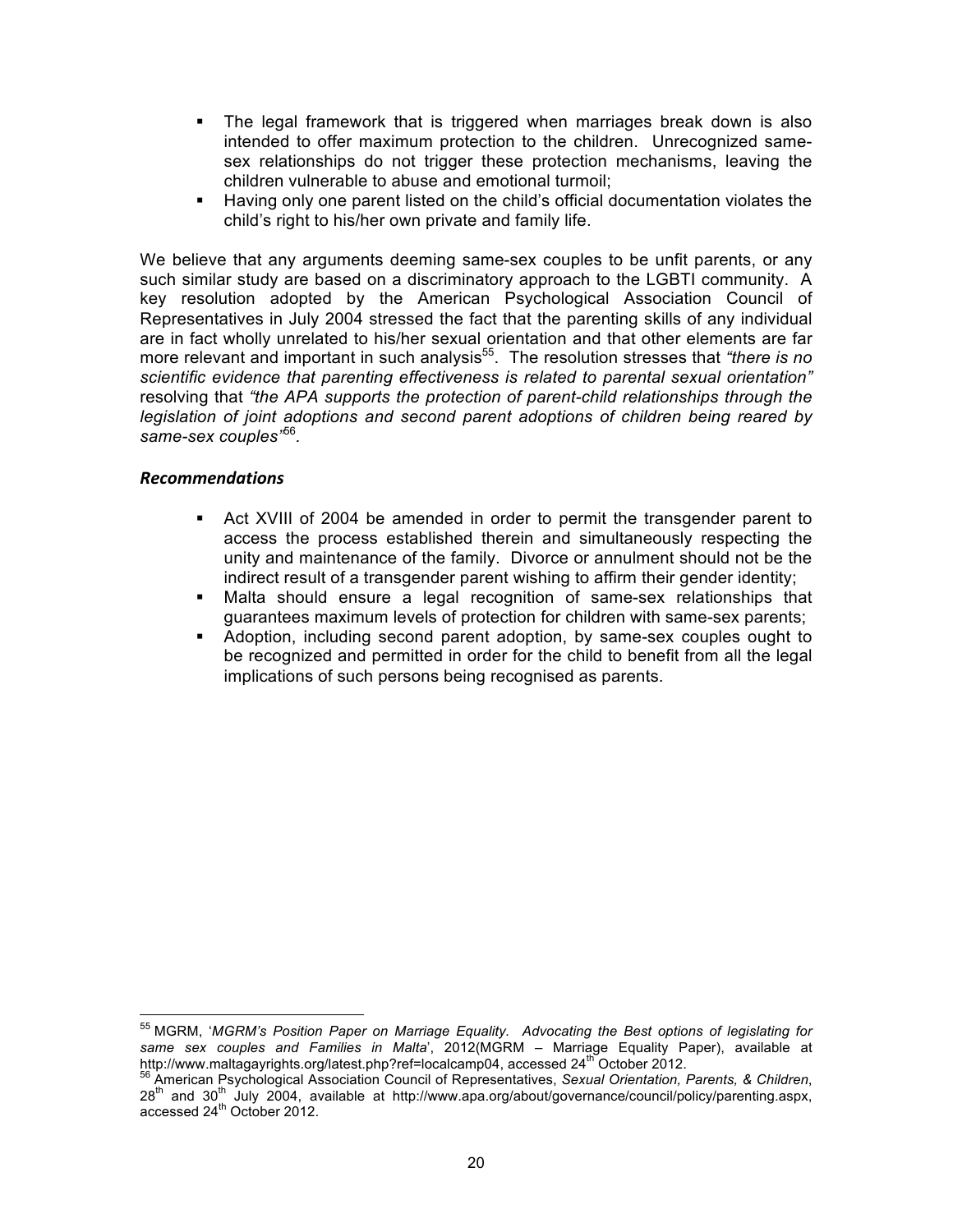- The legal framework that is triggered when marriages break down is also intended to offer maximum protection to the children. Unrecognized same-sex relationships do not trigger these protection mechanisms, leaving the children vulnerable to abuse and emotional turmoil;
- Having only one parent listed on the child's official documentation violates the child's right to his/her own private and family life.

We believe that any arguments deeming same-sex couples to be unfit parents, or any such similar study are based on a discriminatory approach to the LGBTI community. A key resolution adopted by the American Psychological Association Council of Representatives in July 2004 stressed the fact that the parenting skills of any individual are in fact wholly unrelated to his/her sexual orientation and that other elements are far more relevant and important in such analysis[55]. The resolution stresses that *"there is no scientific evidence that parenting effectiveness is related to parental sexual orientation"* resolving that *"the APA supports the protection of parent-child relationships through the legislation of joint adoptions and second parent adoptions of children being reared by same-sex couples"*[56].

### *Recommendations*

- Act XVIII of 2004 be amended in order to permit the transgender parent to access the process established therein and simultaneously respecting the unity and maintenance of the family. Divorce or annulment should not be the indirect result of a transgender parent wishing to affirm their gender identity;
- Malta should ensure a legal recognition of same-sex relationships that guarantees maximum levels of protection for children with same-sex parents;
- Adoption, including second parent adoption, by same-sex couples ought to be recognized and permitted in order for the child to benefit from all the legal implications of such persons being recognised as parents.

---

[55] MGRM, '*MGRM's Position Paper on Marriage Equality. Advocating the Best options of legislating for same sex couples and Families in Malta*', 2012(MGRM – Marriage Equality Paper), available at http://www.maltagayrights.org/latest.php?ref=localcamp04, accessed 24th October 2012.

[56] American Psychological Association Council of Representatives, *Sexual Orientation, Parents, & Children*, 28th and 30th July 2004, available at http://www.apa.org/about/governance/council/policy/parenting.aspx, accessed 24th October 2012.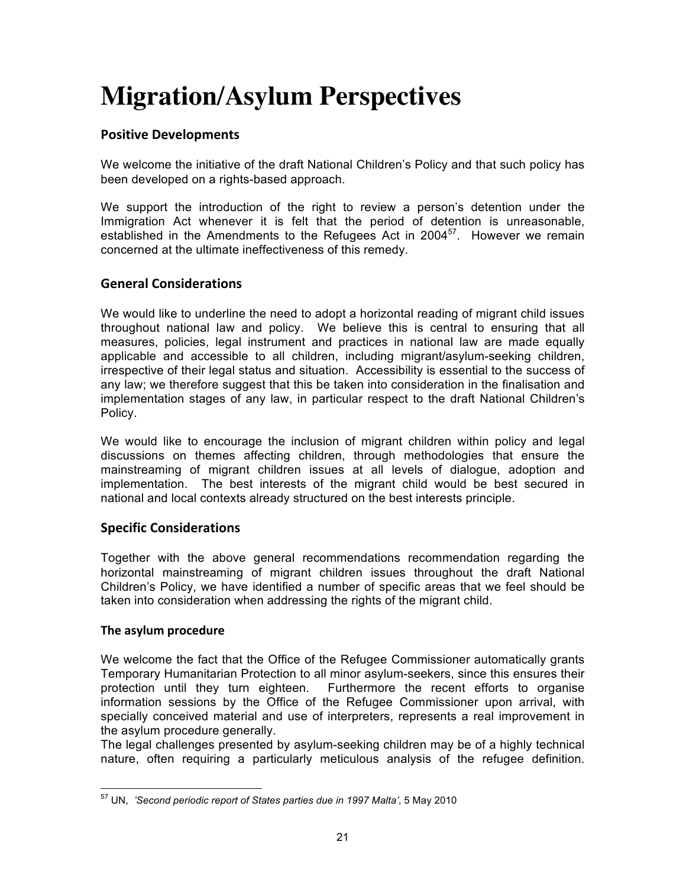# Migration/Asylum Perspectives

## Positive Developments

We welcome the initiative of the draft National Children's Policy and that such policy has been developed on a rights-based approach.

We support the introduction of the right to review a person's detention under the Immigration Act whenever it is felt that the period of detention is unreasonable, established in the Amendments to the Refugees Act in 2004[57]. However we remain concerned at the ultimate ineffectiveness of this remedy.

## General Considerations

We would like to underline the need to adopt a horizontal reading of migrant child issues throughout national law and policy. We believe this is central to ensuring that all measures, policies, legal instrument and practices in national law are made equally applicable and accessible to all children, including migrant/asylum-seeking children, irrespective of their legal status and situation. Accessibility is essential to the success of any law; we therefore suggest that this be taken into consideration in the finalisation and implementation stages of any law, in particular respect to the draft National Children's Policy.

We would like to encourage the inclusion of migrant children within policy and legal discussions on themes affecting children, through methodologies that ensure the mainstreaming of migrant children issues at all levels of dialogue, adoption and implementation. The best interests of the migrant child would be best secured in national and local contexts already structured on the best interests principle.

## Specific Considerations

Together with the above general recommendations recommendation regarding the horizontal mainstreaming of migrant children issues throughout the draft National Children's Policy, we have identified a number of specific areas that we feel should be taken into consideration when addressing the rights of the migrant child.

### The asylum procedure

We welcome the fact that the Office of the Refugee Commissioner automatically grants Temporary Humanitarian Protection to all minor asylum-seekers, since this ensures their protection until they turn eighteen. Furthermore the recent efforts to organise information sessions by the Office of the Refugee Commissioner upon arrival, with specially conceived material and use of interpreters, represents a real improvement in the asylum procedure generally.

The legal challenges presented by asylum-seeking children may be of a highly technical nature, often requiring a particularly meticulous analysis of the refugee definition.

---

[57] UN, *'Second periodic report of States parties due in 1997 Malta'*, 5 May 2010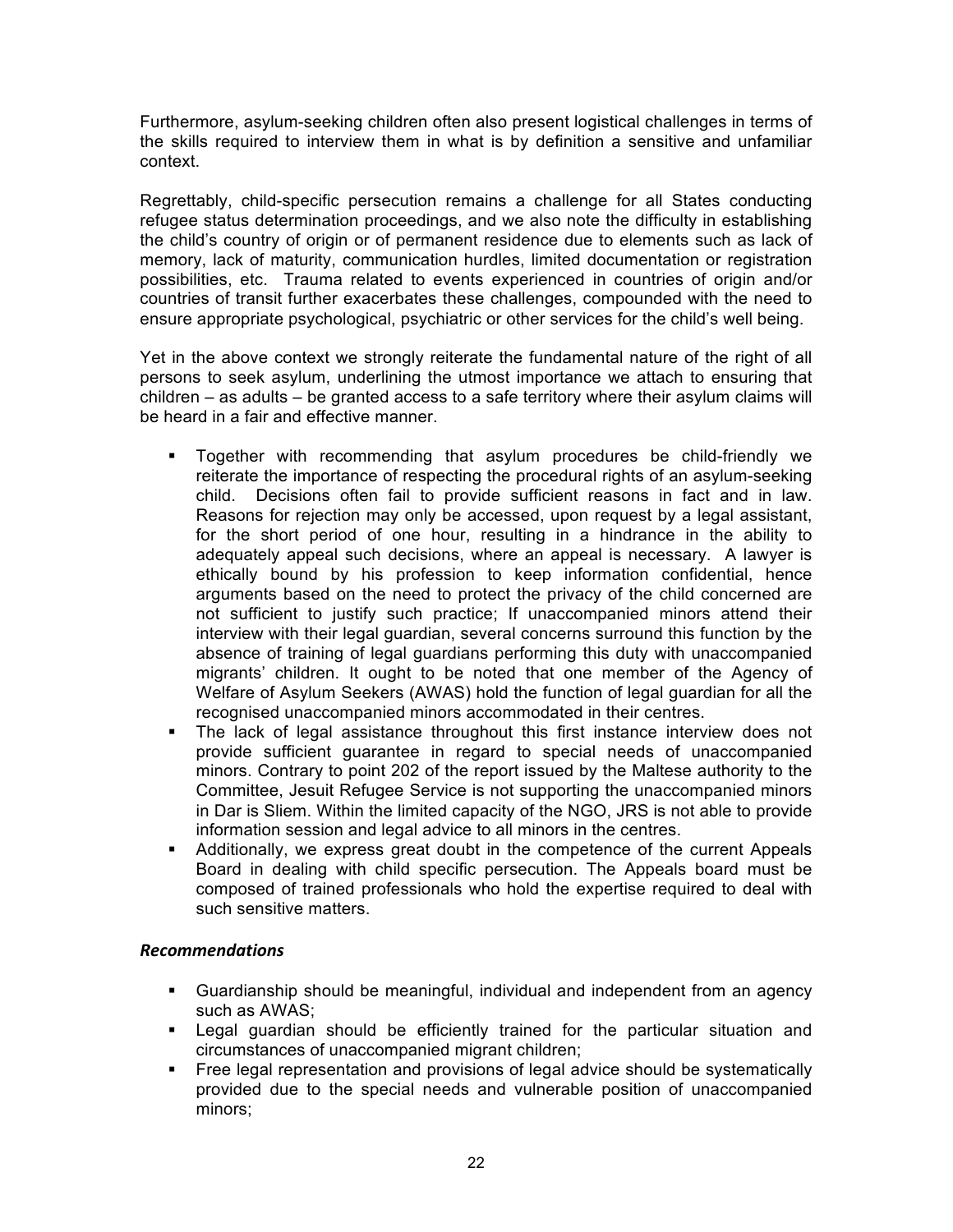Furthermore, asylum-seeking children often also present logistical challenges in terms of the skills required to interview them in what is by definition a sensitive and unfamiliar context.

Regrettably, child-specific persecution remains a challenge for all States conducting refugee status determination proceedings, and we also note the difficulty in establishing the child's country of origin or of permanent residence due to elements such as lack of memory, lack of maturity, communication hurdles, limited documentation or registration possibilities, etc. Trauma related to events experienced in countries of origin and/or countries of transit further exacerbates these challenges, compounded with the need to ensure appropriate psychological, psychiatric or other services for the child's well being.

Yet in the above context we strongly reiterate the fundamental nature of the right of all persons to seek asylum, underlining the utmost importance we attach to ensuring that children – as adults – be granted access to a safe territory where their asylum claims will be heard in a fair and effective manner.

- Together with recommending that asylum procedures be child-friendly we reiterate the importance of respecting the procedural rights of an asylum-seeking child. Decisions often fail to provide sufficient reasons in fact and in law. Reasons for rejection may only be accessed, upon request by a legal assistant, for the short period of one hour, resulting in a hindrance in the ability to adequately appeal such decisions, where an appeal is necessary. A lawyer is ethically bound by his profession to keep information confidential, hence arguments based on the need to protect the privacy of the child concerned are not sufficient to justify such practice; If unaccompanied minors attend their interview with their legal guardian, several concerns surround this function by the absence of training of legal guardians performing this duty with unaccompanied migrants' children. It ought to be noted that one member of the Agency of Welfare of Asylum Seekers (AWAS) hold the function of legal guardian for all the recognised unaccompanied minors accommodated in their centres.
- The lack of legal assistance throughout this first instance interview does not provide sufficient guarantee in regard to special needs of unaccompanied minors. Contrary to point 202 of the report issued by the Maltese authority to the Committee, Jesuit Refugee Service is not supporting the unaccompanied minors in Dar is Sliem. Within the limited capacity of the NGO, JRS is not able to provide information session and legal advice to all minors in the centres.
- Additionally, we express great doubt in the competence of the current Appeals Board in dealing with child specific persecution. The Appeals board must be composed of trained professionals who hold the expertise required to deal with such sensitive matters.

***Recommendations***

- Guardianship should be meaningful, individual and independent from an agency such as AWAS;
- Legal guardian should be efficiently trained for the particular situation and circumstances of unaccompanied migrant children;
- Free legal representation and provisions of legal advice should be systematically provided due to the special needs and vulnerable position of unaccompanied minors;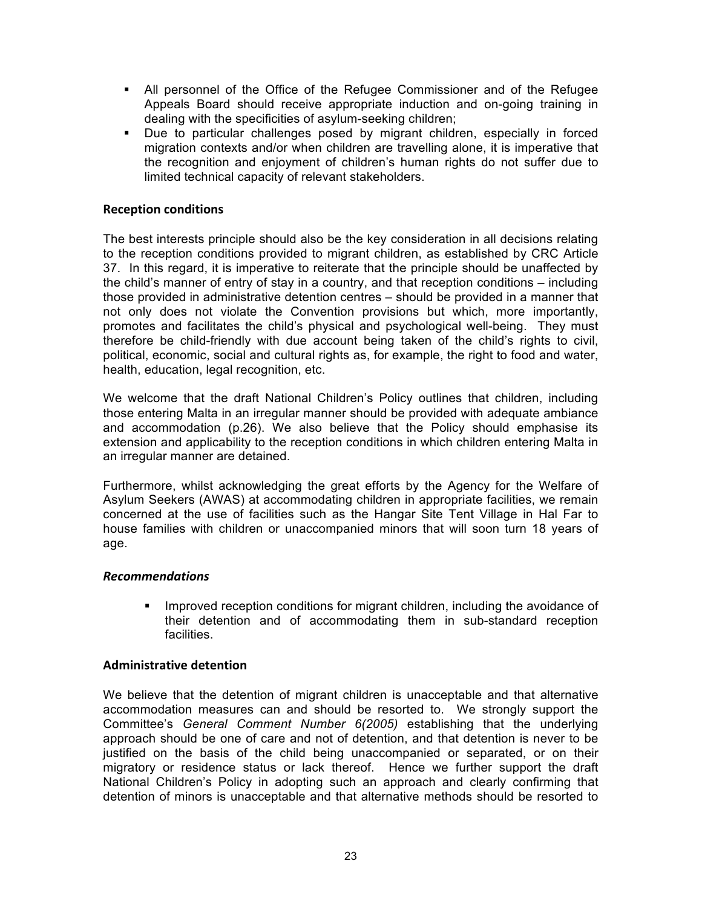- All personnel of the Office of the Refugee Commissioner and of the Refugee Appeals Board should receive appropriate induction and on-going training in dealing with the specificities of asylum-seeking children;
- Due to particular challenges posed by migrant children, especially in forced migration contexts and/or when children are travelling alone, it is imperative that the recognition and enjoyment of children's human rights do not suffer due to limited technical capacity of relevant stakeholders.

## Reception conditions

The best interests principle should also be the key consideration in all decisions relating to the reception conditions provided to migrant children, as established by CRC Article 37. In this regard, it is imperative to reiterate that the principle should be unaffected by the child's manner of entry of stay in a country, and that reception conditions – including those provided in administrative detention centres – should be provided in a manner that not only does not violate the Convention provisions but which, more importantly, promotes and facilitates the child's physical and psychological well-being. They must therefore be child-friendly with due account being taken of the child's rights to civil, political, economic, social and cultural rights as, for example, the right to food and water, health, education, legal recognition, etc.

We welcome that the draft National Children's Policy outlines that children, including those entering Malta in an irregular manner should be provided with adequate ambiance and accommodation (p.26). We also believe that the Policy should emphasise its extension and applicability to the reception conditions in which children entering Malta in an irregular manner are detained.

Furthermore, whilst acknowledging the great efforts by the Agency for the Welfare of Asylum Seekers (AWAS) at accommodating children in appropriate facilities, we remain concerned at the use of facilities such as the Hangar Site Tent Village in Hal Far to house families with children or unaccompanied minors that will soon turn 18 years of age.

### *Recommendations*

- Improved reception conditions for migrant children, including the avoidance of their detention and of accommodating them in sub-standard reception facilities.

## Administrative detention

We believe that the detention of migrant children is unacceptable and that alternative accommodation measures can and should be resorted to. We strongly support the Committee's *General Comment Number 6(2005)* establishing that the underlying approach should be one of care and not of detention, and that detention is never to be justified on the basis of the child being unaccompanied or separated, or on their migratory or residence status or lack thereof. Hence we further support the draft National Children's Policy in adopting such an approach and clearly confirming that detention of minors is unacceptable and that alternative methods should be resorted to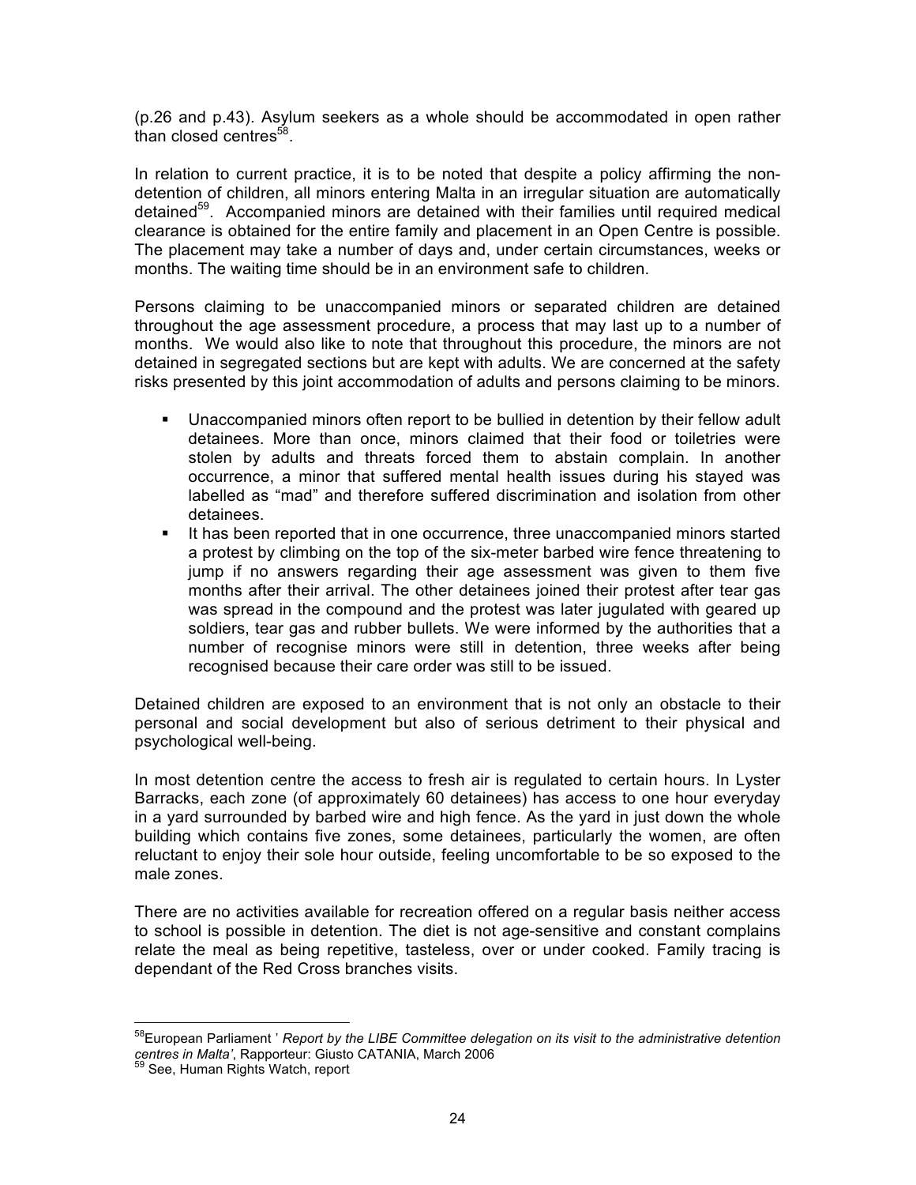(p.26 and p.43). Asylum seekers as a whole should be accommodated in open rather than closed centres[58].

In relation to current practice, it is to be noted that despite a policy affirming the non-detention of children, all minors entering Malta in an irregular situation are automatically detained[59]. Accompanied minors are detained with their families until required medical clearance is obtained for the entire family and placement in an Open Centre is possible. The placement may take a number of days and, under certain circumstances, weeks or months. The waiting time should be in an environment safe to children.

Persons claiming to be unaccompanied minors or separated children are detained throughout the age assessment procedure, a process that may last up to a number of months. We would also like to note that throughout this procedure, the minors are not detained in segregated sections but are kept with adults. We are concerned at the safety risks presented by this joint accommodation of adults and persons claiming to be minors.

- Unaccompanied minors often report to be bullied in detention by their fellow adult detainees. More than once, minors claimed that their food or toiletries were stolen by adults and threats forced them to abstain complain. In another occurrence, a minor that suffered mental health issues during his stayed was labelled as "mad" and therefore suffered discrimination and isolation from other detainees.
- It has been reported that in one occurrence, three unaccompanied minors started a protest by climbing on the top of the six-meter barbed wire fence threatening to jump if no answers regarding their age assessment was given to them five months after their arrival. The other detainees joined their protest after tear gas was spread in the compound and the protest was later jugulated with geared up soldiers, tear gas and rubber bullets. We were informed by the authorities that a number of recognise minors were still in detention, three weeks after being recognised because their care order was still to be issued.

Detained children are exposed to an environment that is not only an obstacle to their personal and social development but also of serious detriment to their physical and psychological well-being.

In most detention centre the access to fresh air is regulated to certain hours. In Lyster Barracks, each zone (of approximately 60 detainees) has access to one hour everyday in a yard surrounded by barbed wire and high fence. As the yard in just down the whole building which contains five zones, some detainees, particularly the women, are often reluctant to enjoy their sole hour outside, feeling uncomfortable to be so exposed to the male zones.

There are no activities available for recreation offered on a regular basis neither access to school is possible in detention. The diet is not age-sensitive and constant complains relate the meal as being repetitive, tasteless, over or under cooked. Family tracing is dependant of the Red Cross branches visits.

---

[58] European Parliament ' *Report by the LIBE Committee delegation on its visit to the administrative detention centres in Malta'*, Rapporteur: Giusto CATANIA, March 2006

[59] See, Human Rights Watch, report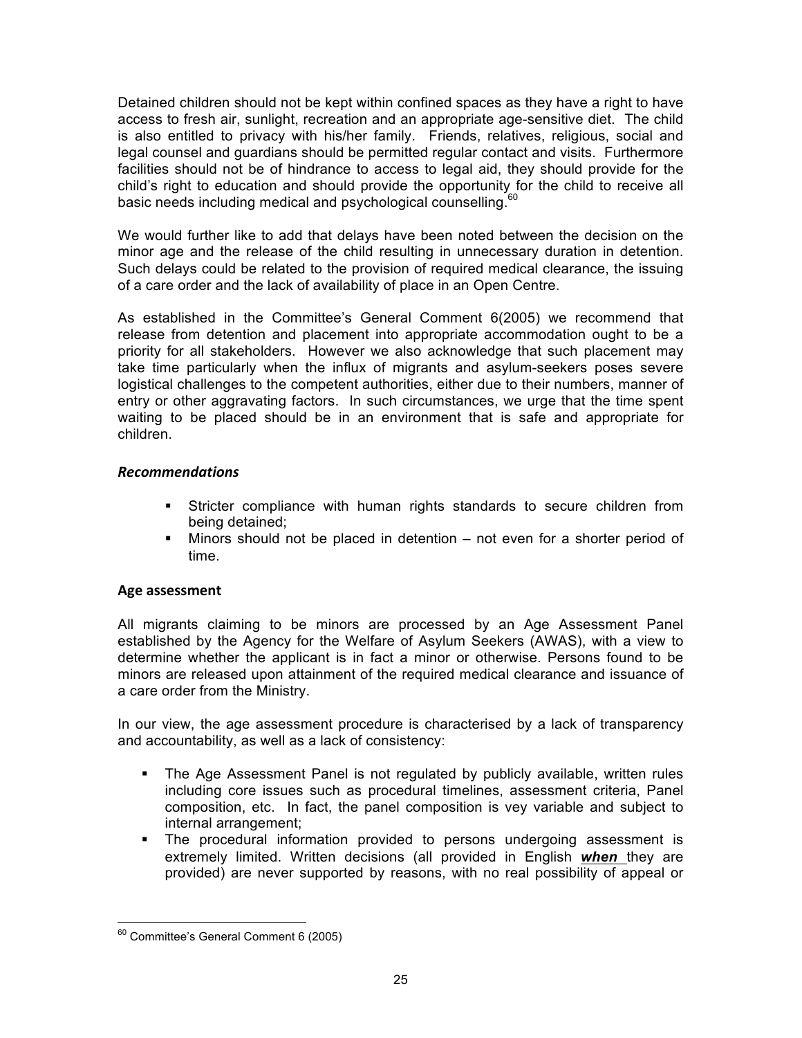Detained children should not be kept within confined spaces as they have a right to have access to fresh air, sunlight, recreation and an appropriate age-sensitive diet. The child is also entitled to privacy with his/her family. Friends, relatives, religious, social and legal counsel and guardians should be permitted regular contact and visits. Furthermore facilities should not be of hindrance to access to legal aid, they should provide for the child's right to education and should provide the opportunity for the child to receive all basic needs including medical and psychological counselling.[60]

We would further like to add that delays have been noted between the decision on the minor age and the release of the child resulting in unnecessary duration in detention. Such delays could be related to the provision of required medical clearance, the issuing of a care order and the lack of availability of place in an Open Centre.

As established in the Committee's General Comment 6(2005) we recommend that release from detention and placement into appropriate accommodation ought to be a priority for all stakeholders. However we also acknowledge that such placement may take time particularly when the influx of migrants and asylum-seekers poses severe logistical challenges to the competent authorities, either due to their numbers, manner of entry or other aggravating factors. In such circumstances, we urge that the time spent waiting to be placed should be in an environment that is safe and appropriate for children.

### *Recommendations*

- Stricter compliance with human rights standards to secure children from being detained;
- Minors should not be placed in detention – not even for a shorter period of time.

### **Age assessment**

All migrants claiming to be minors are processed by an Age Assessment Panel established by the Agency for the Welfare of Asylum Seekers (AWAS), with a view to determine whether the applicant is in fact a minor or otherwise. Persons found to be minors are released upon attainment of the required medical clearance and issuance of a care order from the Ministry.

In our view, the age assessment procedure is characterised by a lack of transparency and accountability, as well as a lack of consistency:

- The Age Assessment Panel is not regulated by publicly available, written rules including core issues such as procedural timelines, assessment criteria, Panel composition, etc. In fact, the panel composition is vey variable and subject to internal arrangement;
- The procedural information provided to persons undergoing assessment is extremely limited. Written decisions (all provided in English ***<u>when</u>*** they are provided) are never supported by reasons, with no real possibility of appeal or

[60] Committee's General Comment 6 (2005)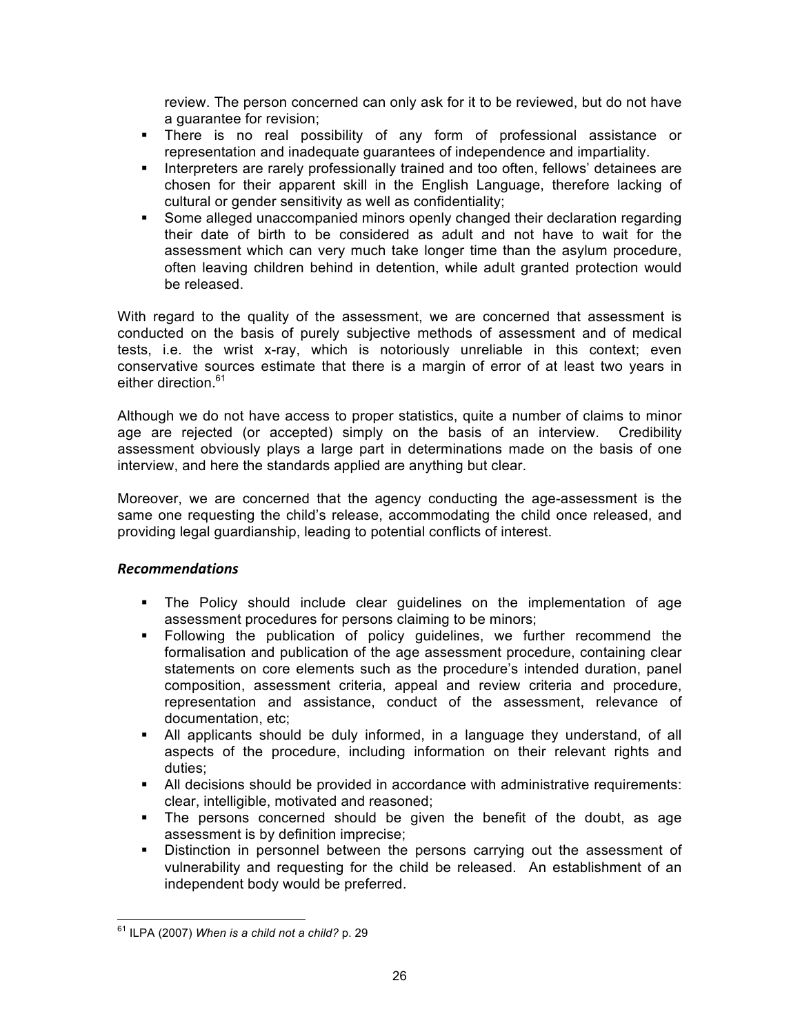review. The person concerned can only ask for it to be reviewed, but do not have a guarantee for revision;

- There is no real possibility of any form of professional assistance or representation and inadequate guarantees of independence and impartiality.
- Interpreters are rarely professionally trained and too often, fellows' detainees are chosen for their apparent skill in the English Language, therefore lacking of cultural or gender sensitivity as well as confidentiality;
- Some alleged unaccompanied minors openly changed their declaration regarding their date of birth to be considered as adult and not have to wait for the assessment which can very much take longer time than the asylum procedure, often leaving children behind in detention, while adult granted protection would be released.

With regard to the quality of the assessment, we are concerned that assessment is conducted on the basis of purely subjective methods of assessment and of medical tests, i.e. the wrist x-ray, which is notoriously unreliable in this context; even conservative sources estimate that there is a margin of error of at least two years in either direction.[61]

Although we do not have access to proper statistics, quite a number of claims to minor age are rejected (or accepted) simply on the basis of an interview. Credibility assessment obviously plays a large part in determinations made on the basis of one interview, and here the standards applied are anything but clear.

Moreover, we are concerned that the agency conducting the age-assessment is the same one requesting the child's release, accommodating the child once released, and providing legal guardianship, leading to potential conflicts of interest.

***Recommendations***

- The Policy should include clear guidelines on the implementation of age assessment procedures for persons claiming to be minors;
- Following the publication of policy guidelines, we further recommend the formalisation and publication of the age assessment procedure, containing clear statements on core elements such as the procedure's intended duration, panel composition, assessment criteria, appeal and review criteria and procedure, representation and assistance, conduct of the assessment, relevance of documentation, etc;
- All applicants should be duly informed, in a language they understand, of all aspects of the procedure, including information on their relevant rights and duties;
- All decisions should be provided in accordance with administrative requirements: clear, intelligible, motivated and reasoned;
- The persons concerned should be given the benefit of the doubt, as age assessment is by definition imprecise;
- Distinction in personnel between the persons carrying out the assessment of vulnerability and requesting for the child be released. An establishment of an independent body would be preferred.

[61] ILPA (2007) *When is a child not a child?* p. 29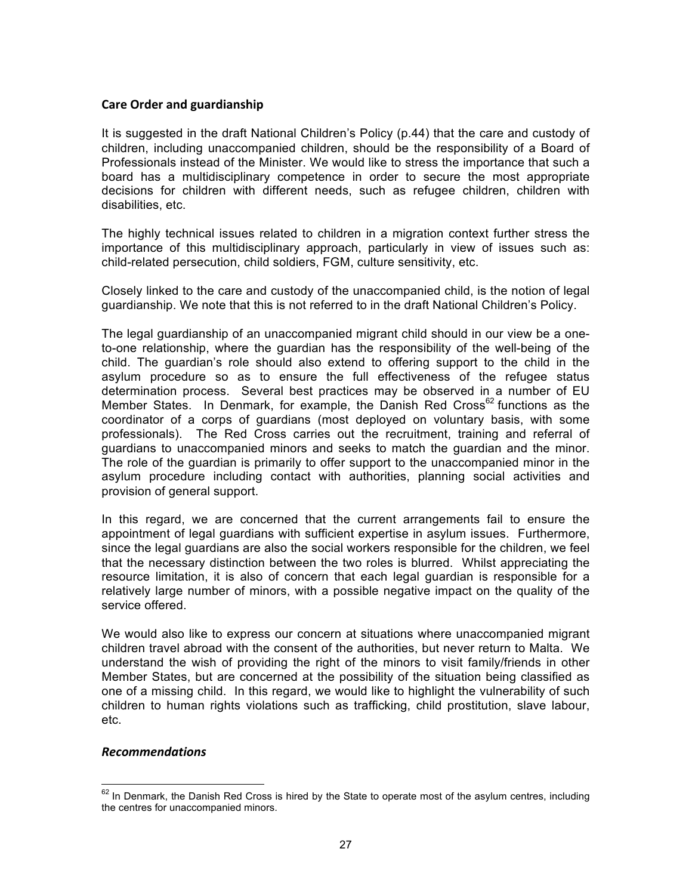### Care Order and guardianship

It is suggested in the draft National Children's Policy (p.44) that the care and custody of children, including unaccompanied children, should be the responsibility of a Board of Professionals instead of the Minister. We would like to stress the importance that such a board has a multidisciplinary competence in order to secure the most appropriate decisions for children with different needs, such as refugee children, children with disabilities, etc.

The highly technical issues related to children in a migration context further stress the importance of this multidisciplinary approach, particularly in view of issues such as: child-related persecution, child soldiers, FGM, culture sensitivity, etc.

Closely linked to the care and custody of the unaccompanied child, is the notion of legal guardianship. We note that this is not referred to in the draft National Children's Policy.

The legal guardianship of an unaccompanied migrant child should in our view be a one-to-one relationship, where the guardian has the responsibility of the well-being of the child. The guardian's role should also extend to offering support to the child in the asylum procedure so as to ensure the full effectiveness of the refugee status determination process. Several best practices may be observed in a number of EU Member States. In Denmark, for example, the Danish Red Cross[62] functions as the coordinator of a corps of guardians (most deployed on voluntary basis, with some professionals). The Red Cross carries out the recruitment, training and referral of guardians to unaccompanied minors and seeks to match the guardian and the minor. The role of the guardian is primarily to offer support to the unaccompanied minor in the asylum procedure including contact with authorities, planning social activities and provision of general support.

In this regard, we are concerned that the current arrangements fail to ensure the appointment of legal guardians with sufficient expertise in asylum issues. Furthermore, since the legal guardians are also the social workers responsible for the children, we feel that the necessary distinction between the two roles is blurred. Whilst appreciating the resource limitation, it is also of concern that each legal guardian is responsible for a relatively large number of minors, with a possible negative impact on the quality of the service offered.

We would also like to express our concern at situations where unaccompanied migrant children travel abroad with the consent of the authorities, but never return to Malta. We understand the wish of providing the right of the minors to visit family/friends in other Member States, but are concerned at the possibility of the situation being classified as one of a missing child. In this regard, we would like to highlight the vulnerability of such children to human rights violations such as trafficking, child prostitution, slave labour, etc.

#### *Recommendations*

[62] In Denmark, the Danish Red Cross is hired by the State to operate most of the asylum centres, including the centres for unaccompanied minors.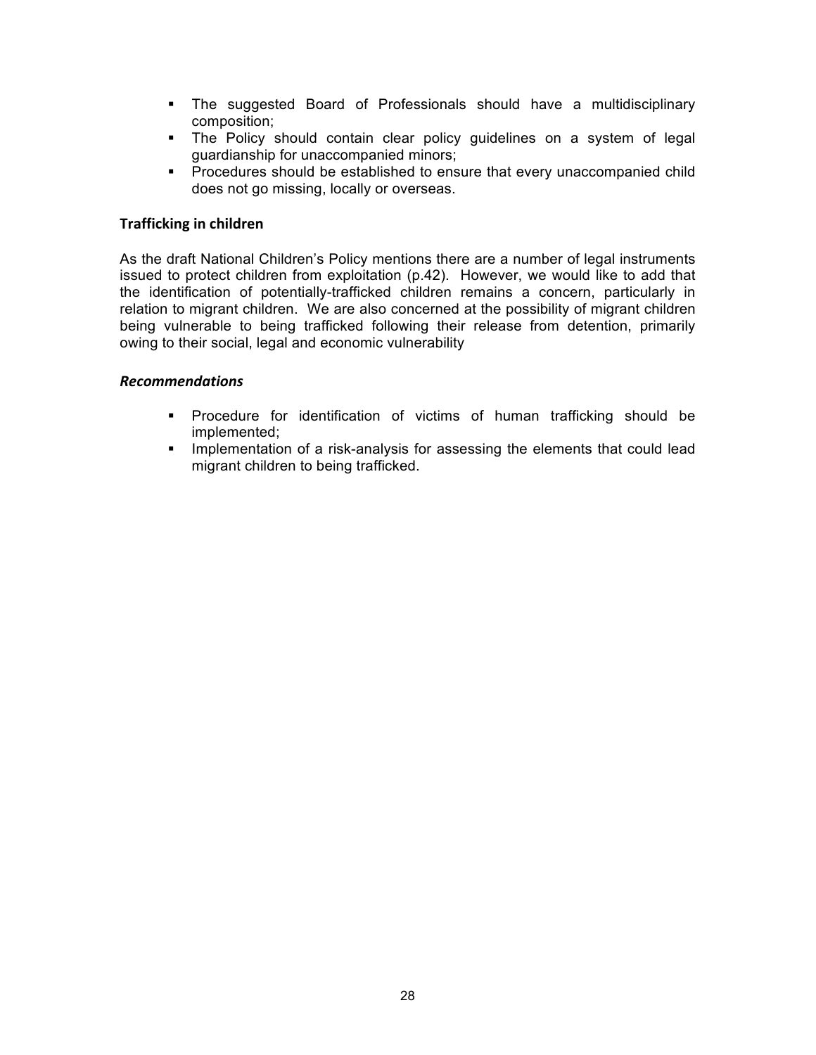- The suggested Board of Professionals should have a multidisciplinary composition;
- The Policy should contain clear policy guidelines on a system of legal guardianship for unaccompanied minors;
- Procedures should be established to ensure that every unaccompanied child does not go missing, locally or overseas.

**Trafficking in children**

As the draft National Children's Policy mentions there are a number of legal instruments issued to protect children from exploitation (p.42). However, we would like to add that the identification of potentially-trafficked children remains a concern, particularly in relation to migrant children. We are also concerned at the possibility of migrant children being vulnerable to being trafficked following their release from detention, primarily owing to their social, legal and economic vulnerability

***Recommendations***

- Procedure for identification of victims of human trafficking should be implemented;
- Implementation of a risk-analysis for assessing the elements that could lead migrant children to being trafficked.